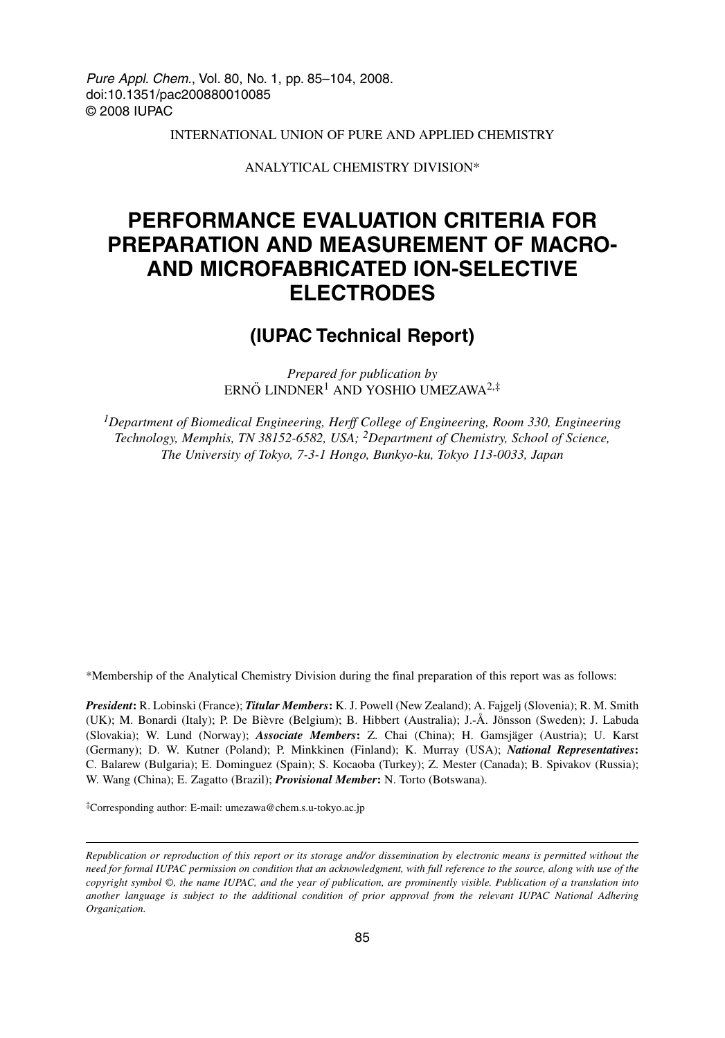*Pure Appl. Chem.*, Vol. 80, No. 1, pp. 85–104, 2008.
doi:10.1351/pac200880010085
© 2008 IUPAC

INTERNATIONAL UNION OF PURE AND APPLIED CHEMISTRY

ANALYTICAL CHEMISTRY DIVISION*

# PERFORMANCE EVALUATION CRITERIA FOR PREPARATION AND MEASUREMENT OF MACRO- AND MICROFABRICATED ION-SELECTIVE ELECTRODES

## (IUPAC Technical Report)

*Prepared for publication by*
ERNŐ LINDNER[1] AND YOSHIO UMEZAWA[2,‡]

*[1]Department of Biomedical Engineering, Herff College of Engineering, Room 330, Engineering Technology, Memphis, TN 38152-6582, USA; [2]Department of Chemistry, School of Science, The University of Tokyo, 7-3-1 Hongo, Bunkyo-ku, Tokyo 113-0033, Japan*

*Membership of the Analytical Chemistry Division during the final preparation of this report was as follows:

***President*:** R. Lobinski (France); ***Titular Members*:** K. J. Powell (New Zealand); A. Fajgelj (Slovenia); R. M. Smith (UK); M. Bonardi (Italy); P. De Bièvre (Belgium); B. Hibbert (Australia); J.-Å. Jönsson (Sweden); J. Labuda (Slovakia); W. Lund (Norway); ***Associate Members*:** Z. Chai (China); H. Gamsjäger (Austria); U. Karst (Germany); D. W. Kutner (Poland); P. Minkkinen (Finland); K. Murray (USA); ***National Representatives*:** C. Balarew (Bulgaria); E. Dominguez (Spain); S. Kocaoba (Turkey); Z. Mester (Canada); B. Spivakov (Russia); W. Wang (China); E. Zagatto (Brazil); ***Provisional Member*:** N. Torto (Botswana).

‡Corresponding author: E-mail: umezawa@chem.s.u-tokyo.ac.jp

*Republication or reproduction of this report or its storage and/or dissemination by electronic means is permitted without the need for formal IUPAC permission on condition that an acknowledgment, with full reference to the source, along with use of the copyright symbol ©, the name IUPAC, and the year of publication, are prominently visible. Publication of a translation into another language is subject to the additional condition of prior approval from the relevant IUPAC National Adhering Organization.*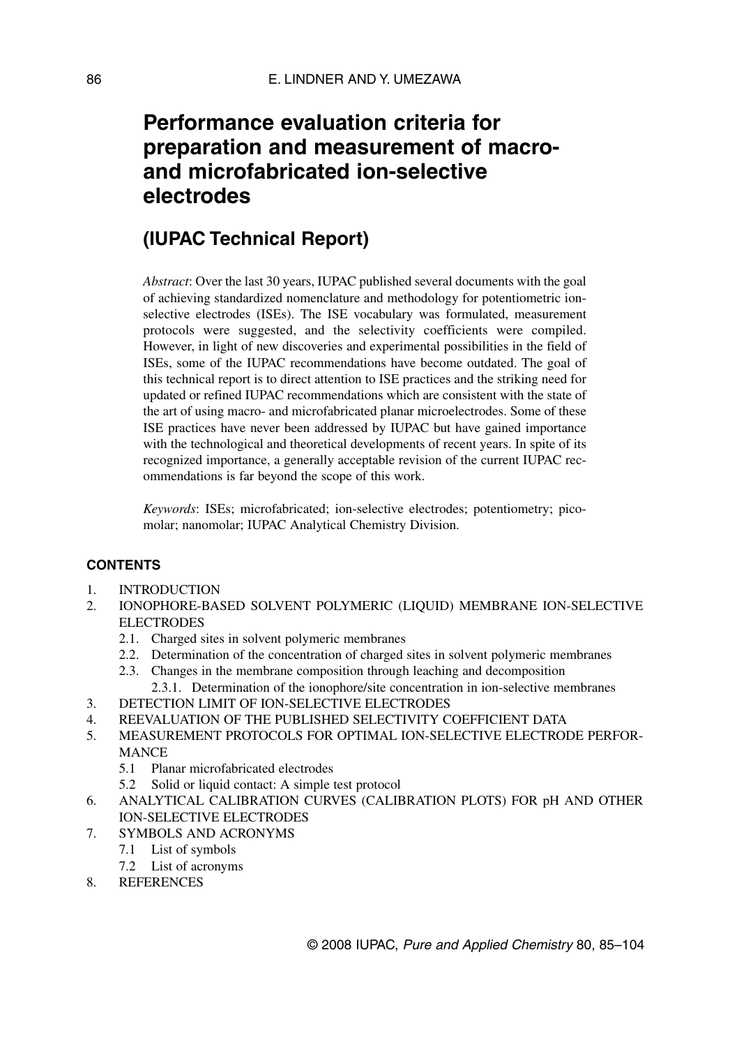# Performance evaluation criteria for preparation and measurement of macro- and microfabricated ion-selective electrodes

## (IUPAC Technical Report)

*Abstract*: Over the last 30 years, IUPAC published several documents with the goal of achieving standardized nomenclature and methodology for potentiometric ion-selective electrodes (ISEs). The ISE vocabulary was formulated, measurement protocols were suggested, and the selectivity coefficients were compiled. However, in light of new discoveries and experimental possibilities in the field of ISEs, some of the IUPAC recommendations have become outdated. The goal of this technical report is to direct attention to ISE practices and the striking need for updated or refined IUPAC recommendations which are consistent with the state of the art of using macro- and microfabricated planar microelectrodes. Some of these ISE practices have never been addressed by IUPAC but have gained importance with the technological and theoretical developments of recent years. In spite of its recognized importance, a generally acceptable revision of the current IUPAC recommendations is far beyond the scope of this work.

*Keywords*: ISEs; microfabricated; ion-selective electrodes; potentiometry; picomolar; nanomolar; IUPAC Analytical Chemistry Division.

**CONTENTS**

1. INTRODUCTION
2. IONOPHORE-BASED SOLVENT POLYMERIC (LIQUID) MEMBRANE ION-SELECTIVE ELECTRODES
   - 2.1. Charged sites in solvent polymeric membranes
   - 2.2. Determination of the concentration of charged sites in solvent polymeric membranes
   - 2.3. Changes in the membrane composition through leaching and decomposition
     - 2.3.1. Determination of the ionophore/site concentration in ion-selective membranes
3. DETECTION LIMIT OF ION-SELECTIVE ELECTRODES
4. REEVALUATION OF THE PUBLISHED SELECTIVITY COEFFICIENT DATA
5. MEASUREMENT PROTOCOLS FOR OPTIMAL ION-SELECTIVE ELECTRODE PERFORMANCE
   - 5.1 Planar microfabricated electrodes
   - 5.2 Solid or liquid contact: A simple test protocol
6. ANALYTICAL CALIBRATION CURVES (CALIBRATION PLOTS) FOR pH AND OTHER ION-SELECTIVE ELECTRODES
7. SYMBOLS AND ACRONYMS
   - 7.1 List of symbols
   - 7.2 List of acronyms
8. REFERENCES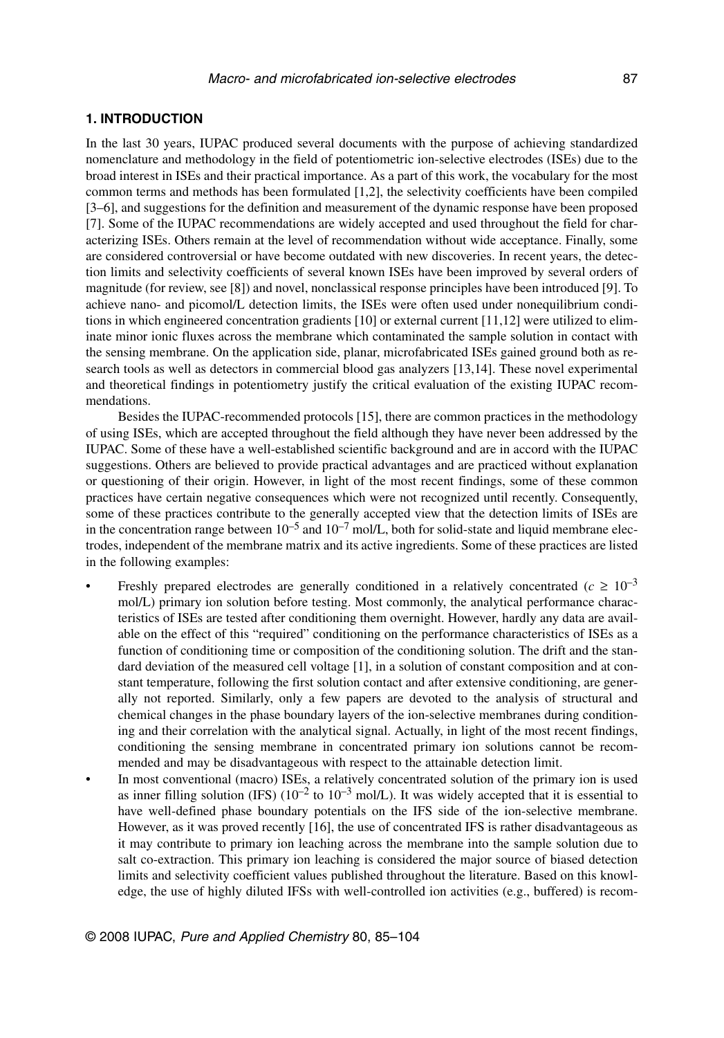## 1. INTRODUCTION

In the last 30 years, IUPAC produced several documents with the purpose of achieving standardized nomenclature and methodology in the field of potentiometric ion-selective electrodes (ISEs) due to the broad interest in ISEs and their practical importance. As a part of this work, the vocabulary for the most common terms and methods has been formulated [1,2], the selectivity coefficients have been compiled [3–6], and suggestions for the definition and measurement of the dynamic response have been proposed [7]. Some of the IUPAC recommendations are widely accepted and used throughout the field for characterizing ISEs. Others remain at the level of recommendation without wide acceptance. Finally, some are considered controversial or have become outdated with new discoveries. In recent years, the detection limits and selectivity coefficients of several known ISEs have been improved by several orders of magnitude (for review, see [8]) and novel, nonclassical response principles have been introduced [9]. To achieve nano- and picomol/L detection limits, the ISEs were often used under nonequilibrium conditions in which engineered concentration gradients [10] or external current [11,12] were utilized to eliminate minor ionic fluxes across the membrane which contaminated the sample solution in contact with the sensing membrane. On the application side, planar, microfabricated ISEs gained ground both as research tools as well as detectors in commercial blood gas analyzers [13,14]. These novel experimental and theoretical findings in potentiometry justify the critical evaluation of the existing IUPAC recommendations.

Besides the IUPAC-recommended protocols [15], there are common practices in the methodology of using ISEs, which are accepted throughout the field although they have never been addressed by the IUPAC. Some of these have a well-established scientific background and are in accord with the IUPAC suggestions. Others are believed to provide practical advantages and are practiced without explanation or questioning of their origin. However, in light of the most recent findings, some of these common practices have certain negative consequences which were not recognized until recently. Consequently, some of these practices contribute to the generally accepted view that the detection limits of ISEs are in the concentration range between $10^{-5}$ and $10^{-7}$ mol/L, both for solid-state and liquid membrane electrodes, independent of the membrane matrix and its active ingredients. Some of these practices are listed in the following examples:

- Freshly prepared electrodes are generally conditioned in a relatively concentrated ($c \geq 10^{-3}$ mol/L) primary ion solution before testing. Most commonly, the analytical performance characteristics of ISEs are tested after conditioning them overnight. However, hardly any data are available on the effect of this "required" conditioning on the performance characteristics of ISEs as a function of conditioning time or composition of the conditioning solution. The drift and the standard deviation of the measured cell voltage [1], in a solution of constant composition and at constant temperature, following the first solution contact and after extensive conditioning, are generally not reported. Similarly, only a few papers are devoted to the analysis of structural and chemical changes in the phase boundary layers of the ion-selective membranes during conditioning and their correlation with the analytical signal. Actually, in light of the most recent findings, conditioning the sensing membrane in concentrated primary ion solutions cannot be recommended and may be disadvantageous with respect to the attainable detection limit.
- In most conventional (macro) ISEs, a relatively concentrated solution of the primary ion is used as inner filling solution (IFS) ($10^{-2}$ to $10^{-3}$ mol/L). It was widely accepted that it is essential to have well-defined phase boundary potentials on the IFS side of the ion-selective membrane. However, as it was proved recently [16], the use of concentrated IFS is rather disadvantageous as it may contribute to primary ion leaching across the membrane into the sample solution due to salt co-extraction. This primary ion leaching is considered the major source of biased detection limits and selectivity coefficient values published throughout the literature. Based on this knowledge, the use of highly diluted IFSs with well-controlled ion activities (e.g., buffered) is recom-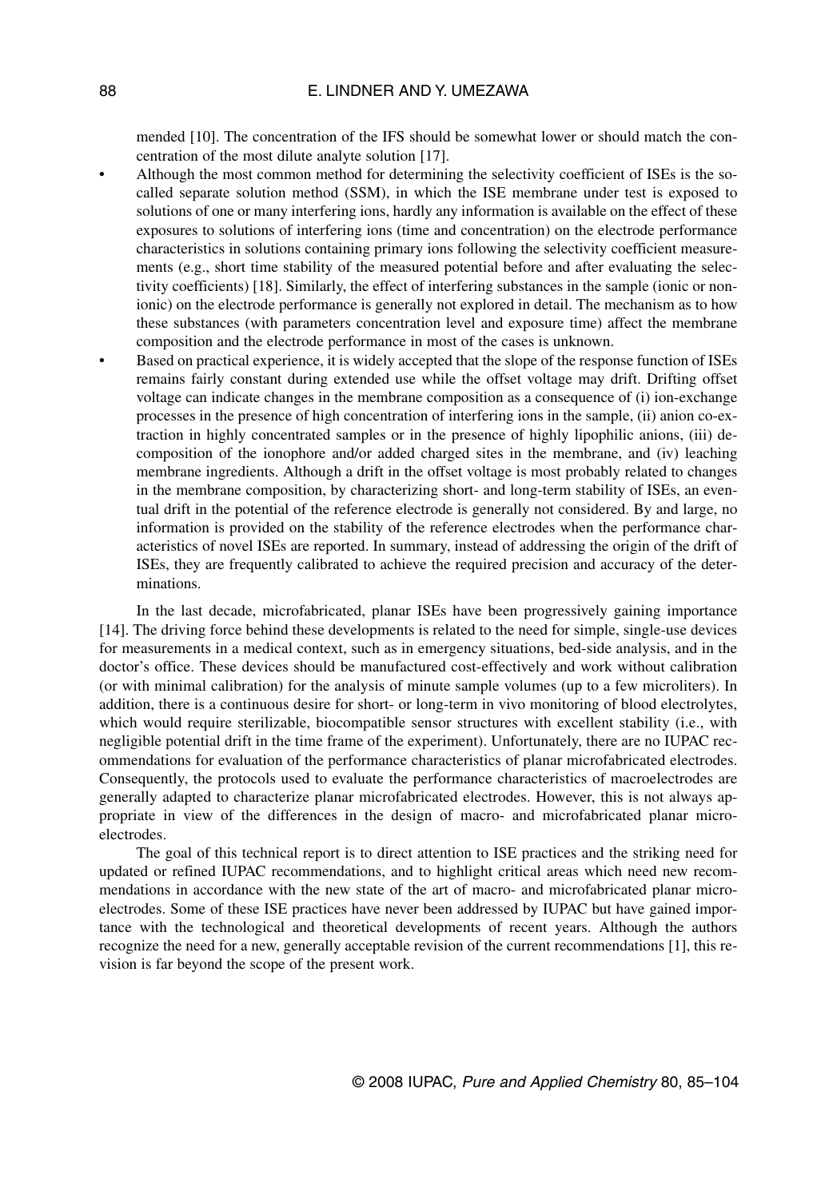mended [10]. The concentration of the IFS should be somewhat lower or should match the concentration of the most dilute analyte solution [17].

- Although the most common method for determining the selectivity coefficient of ISEs is the so-called separate solution method (SSM), in which the ISE membrane under test is exposed to solutions of one or many interfering ions, hardly any information is available on the effect of these exposures to solutions of interfering ions (time and concentration) on the electrode performance characteristics in solutions containing primary ions following the selectivity coefficient measurements (e.g., short time stability of the measured potential before and after evaluating the selectivity coefficients) [18]. Similarly, the effect of interfering substances in the sample (ionic or nonionic) on the electrode performance is generally not explored in detail. The mechanism as to how these substances (with parameters concentration level and exposure time) affect the membrane composition and the electrode performance in most of the cases is unknown.
- Based on practical experience, it is widely accepted that the slope of the response function of ISEs remains fairly constant during extended use while the offset voltage may drift. Drifting offset voltage can indicate changes in the membrane composition as a consequence of (i) ion-exchange processes in the presence of high concentration of interfering ions in the sample, (ii) anion co-extraction in highly concentrated samples or in the presence of highly lipophilic anions, (iii) decomposition of the ionophore and/or added charged sites in the membrane, and (iv) leaching membrane ingredients. Although a drift in the offset voltage is most probably related to changes in the membrane composition, by characterizing short- and long-term stability of ISEs, an eventual drift in the potential of the reference electrode is generally not considered. By and large, no information is provided on the stability of the reference electrodes when the performance characteristics of novel ISEs are reported. In summary, instead of addressing the origin of the drift of ISEs, they are frequently calibrated to achieve the required precision and accuracy of the determinations.

In the last decade, microfabricated, planar ISEs have been progressively gaining importance [14]. The driving force behind these developments is related to the need for simple, single-use devices for measurements in a medical context, such as in emergency situations, bed-side analysis, and in the doctor's office. These devices should be manufactured cost-effectively and work without calibration (or with minimal calibration) for the analysis of minute sample volumes (up to a few microliters). In addition, there is a continuous desire for short- or long-term in vivo monitoring of blood electrolytes, which would require sterilizable, biocompatible sensor structures with excellent stability (i.e., with negligible potential drift in the time frame of the experiment). Unfortunately, there are no IUPAC recommendations for evaluation of the performance characteristics of planar microfabricated electrodes. Consequently, the protocols used to evaluate the performance characteristics of macroelectrodes are generally adapted to characterize planar microfabricated electrodes. However, this is not always appropriate in view of the differences in the design of macro- and microfabricated planar microelectrodes.

The goal of this technical report is to direct attention to ISE practices and the striking need for updated or refined IUPAC recommendations, and to highlight critical areas which need new recommendations in accordance with the new state of the art of macro- and microfabricated planar microelectrodes. Some of these ISE practices have never been addressed by IUPAC but have gained importance with the technological and theoretical developments of recent years. Although the authors recognize the need for a new, generally acceptable revision of the current recommendations [1], this revision is far beyond the scope of the present work.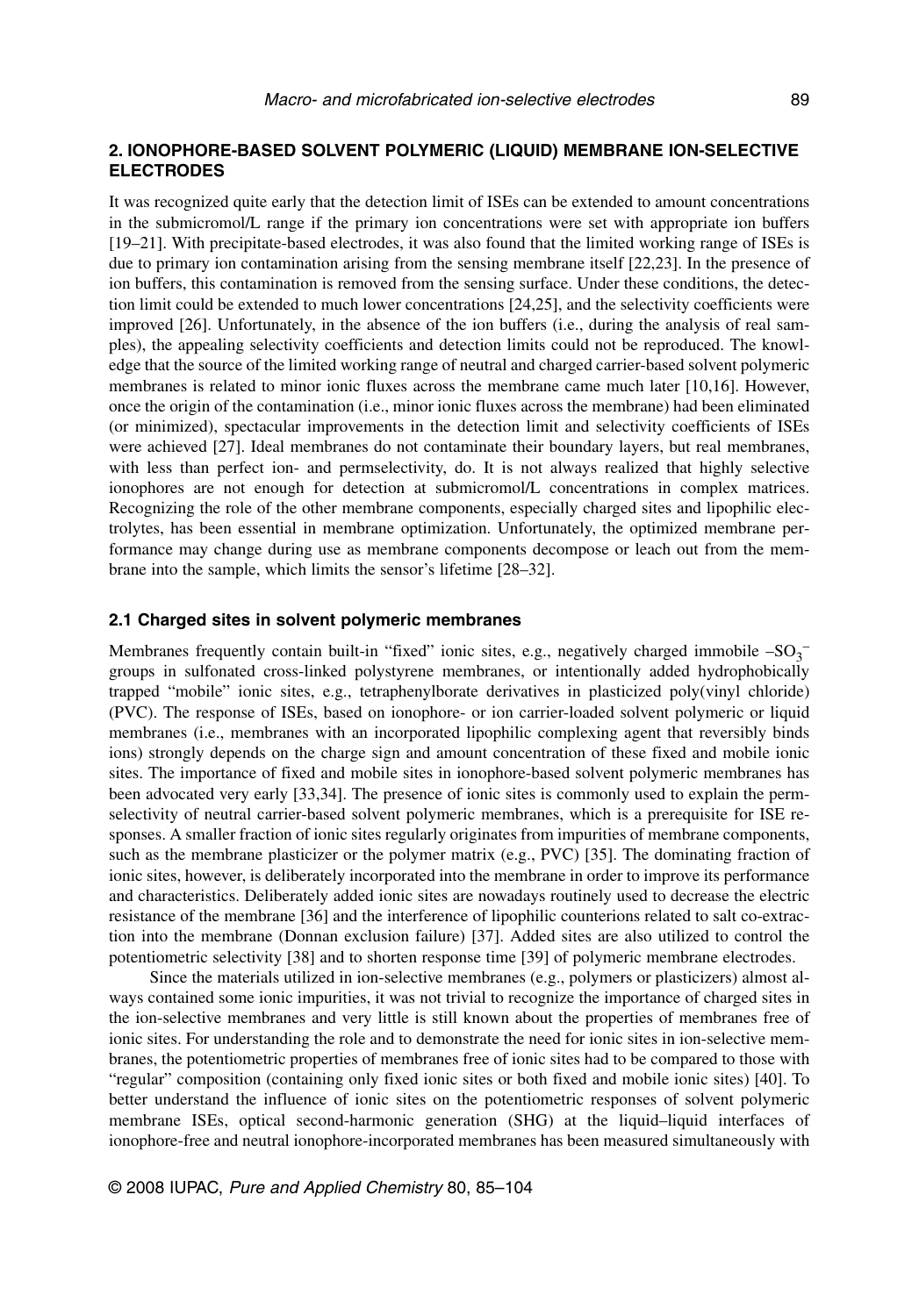## 2. IONOPHORE-BASED SOLVENT POLYMERIC (LIQUID) MEMBRANE ION-SELECTIVE ELECTRODES

It was recognized quite early that the detection limit of ISEs can be extended to amount concentrations in the submicromol/L range if the primary ion concentrations were set with appropriate ion buffers [19–21]. With precipitate-based electrodes, it was also found that the limited working range of ISEs is due to primary ion contamination arising from the sensing membrane itself [22,23]. In the presence of ion buffers, this contamination is removed from the sensing surface. Under these conditions, the detection limit could be extended to much lower concentrations [24,25], and the selectivity coefficients were improved [26]. Unfortunately, in the absence of the ion buffers (i.e., during the analysis of real samples), the appealing selectivity coefficients and detection limits could not be reproduced. The knowledge that the source of the limited working range of neutral and charged carrier-based solvent polymeric membranes is related to minor ionic fluxes across the membrane came much later [10,16]. However, once the origin of the contamination (i.e., minor ionic fluxes across the membrane) had been eliminated (or minimized), spectacular improvements in the detection limit and selectivity coefficients of ISEs were achieved [27]. Ideal membranes do not contaminate their boundary layers, but real membranes, with less than perfect ion- and permselectivity, do. It is not always realized that highly selective ionophores are not enough for detection at submicromol/L concentrations in complex matrices. Recognizing the role of the other membrane components, especially charged sites and lipophilic electrolytes, has been essential in membrane optimization. Unfortunately, the optimized membrane performance may change during use as membrane components decompose or leach out from the membrane into the sample, which limits the sensor's lifetime [28–32].

### 2.1 Charged sites in solvent polymeric membranes

Membranes frequently contain built-in "fixed" ionic sites, e.g., negatively charged immobile $–SO_3^-$ groups in sulfonated cross-linked polystyrene membranes, or intentionally added hydrophobically trapped "mobile" ionic sites, e.g., tetraphenylborate derivatives in plasticized poly(vinyl chloride) (PVC). The response of ISEs, based on ionophore- or ion carrier-loaded solvent polymeric or liquid membranes (i.e., membranes with an incorporated lipophilic complexing agent that reversibly binds ions) strongly depends on the charge sign and amount concentration of these fixed and mobile ionic sites. The importance of fixed and mobile sites in ionophore-based solvent polymeric membranes has been advocated very early [33,34]. The presence of ionic sites is commonly used to explain the permselectivity of neutral carrier-based solvent polymeric membranes, which is a prerequisite for ISE responses. A smaller fraction of ionic sites regularly originates from impurities of membrane components, such as the membrane plasticizer or the polymer matrix (e.g., PVC) [35]. The dominating fraction of ionic sites, however, is deliberately incorporated into the membrane in order to improve its performance and characteristics. Deliberately added ionic sites are nowadays routinely used to decrease the electric resistance of the membrane [36] and the interference of lipophilic counterions related to salt co-extraction into the membrane (Donnan exclusion failure) [37]. Added sites are also utilized to control the potentiometric selectivity [38] and to shorten response time [39] of polymeric membrane electrodes.

Since the materials utilized in ion-selective membranes (e.g., polymers or plasticizers) almost always contained some ionic impurities, it was not trivial to recognize the importance of charged sites in the ion-selective membranes and very little is still known about the properties of membranes free of ionic sites. For understanding the role and to demonstrate the need for ionic sites in ion-selective membranes, the potentiometric properties of membranes free of ionic sites had to be compared to those with "regular" composition (containing only fixed ionic sites or both fixed and mobile ionic sites) [40]. To better understand the influence of ionic sites on the potentiometric responses of solvent polymeric membrane ISEs, optical second-harmonic generation (SHG) at the liquid–liquid interfaces of ionophore-free and neutral ionophore-incorporated membranes has been measured simultaneously with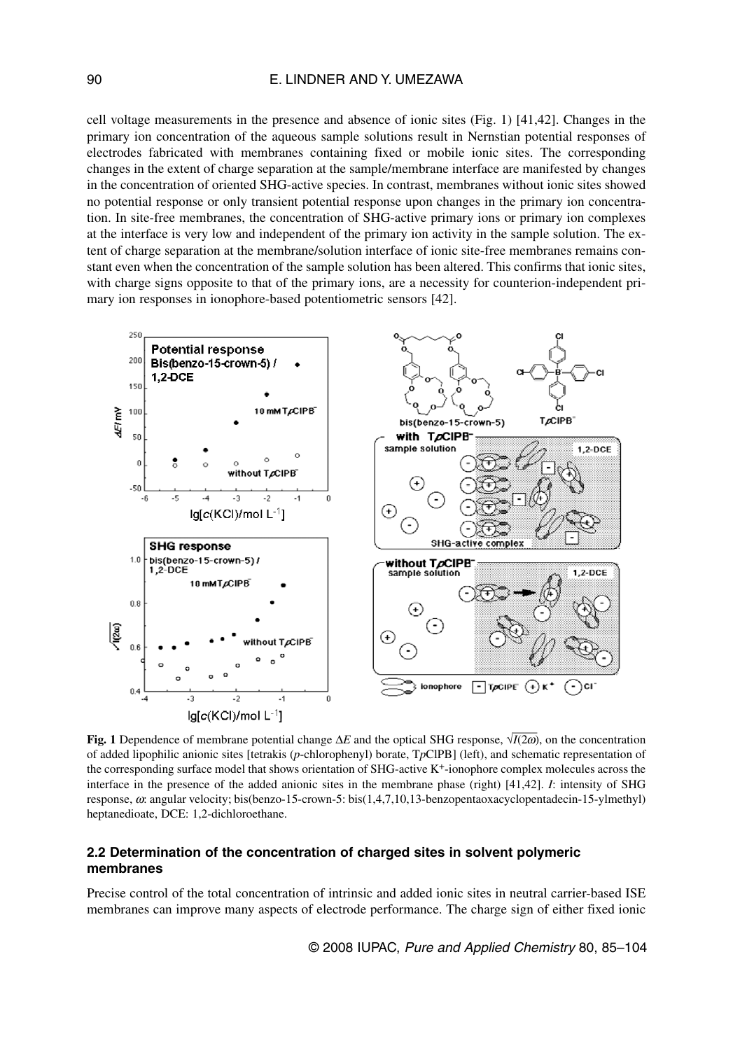cell voltage measurements in the presence and absence of ionic sites (Fig. 1) [41,42]. Changes in the primary ion concentration of the aqueous sample solutions result in Nernstian potential responses of electrodes fabricated with membranes containing fixed or mobile ionic sites. The corresponding changes in the extent of charge separation at the sample/membrane interface are manifested by changes in the concentration of oriented SHG-active species. In contrast, membranes without ionic sites showed no potential response or only transient potential response upon changes in the primary ion concentration. In site-free membranes, the concentration of SHG-active primary ions or primary ion complexes at the interface is very low and independent of the primary ion activity in the sample solution. The extent of charge separation at the membrane/solution interface of ionic site-free membranes remains constant even when the concentration of the sample solution has been altered. This confirms that ionic sites, with charge signs opposite to that of the primary ions, are a necessity for counterion-independent primary ion responses in ionophore-based potentiometric sensors [42].

**Fig. 1** Dependence of membrane potential change $\Delta E$ and the optical SHG response, $\sqrt{I(2\omega)}$, on the concentration of added lipophilic anionic sites [tetrakis (*p*-chlorophenyl) borate, T*p*ClPB] (left), and schematic representation of the corresponding surface model that shows orientation of SHG-active $K^+$-ionophore complex molecules across the interface in the presence of the added anionic sites in the membrane phase (right) [41,42]. *I*: intensity of SHG response, $\omega$: angular velocity; bis(benzo-15-crown-5: bis(1,4,7,10,13-benzopentaoxacyclopentadecin-15-ylmethyl) heptanedioate, DCE: 1,2-dichloroethane.

### 2.2 Determination of the concentration of charged sites in solvent polymeric membranes

Precise control of the total concentration of intrinsic and added ionic sites in neutral carrier-based ISE membranes can improve many aspects of electrode performance. The charge sign of either fixed ionic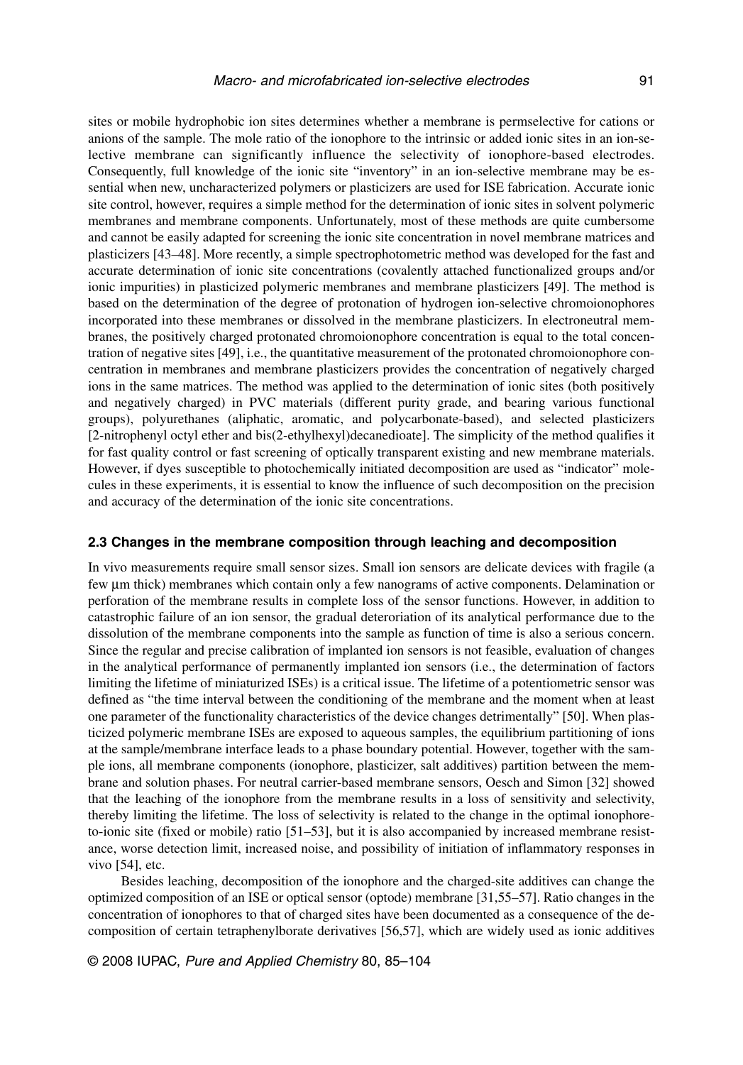sites or mobile hydrophobic ion sites determines whether a membrane is permselective for cations or anions of the sample. The mole ratio of the ionophore to the intrinsic or added ionic sites in an ion-selective membrane can significantly influence the selectivity of ionophore-based electrodes. Consequently, full knowledge of the ionic site "inventory" in an ion-selective membrane may be essential when new, uncharacterized polymers or plasticizers are used for ISE fabrication. Accurate ionic site control, however, requires a simple method for the determination of ionic sites in solvent polymeric membranes and membrane components. Unfortunately, most of these methods are quite cumbersome and cannot be easily adapted for screening the ionic site concentration in novel membrane matrices and plasticizers [43–48]. More recently, a simple spectrophotometric method was developed for the fast and accurate determination of ionic site concentrations (covalently attached functionalized groups and/or ionic impurities) in plasticized polymeric membranes and membrane plasticizers [49]. The method is based on the determination of the degree of protonation of hydrogen ion-selective chromoionophores incorporated into these membranes or dissolved in the membrane plasticizers. In electroneutral membranes, the positively charged protonated chromoionophore concentration is equal to the total concentration of negative sites [49], i.e., the quantitative measurement of the protonated chromoionophore concentration in membranes and membrane plasticizers provides the concentration of negatively charged ions in the same matrices. The method was applied to the determination of ionic sites (both positively and negatively charged) in PVC materials (different purity grade, and bearing various functional groups), polyurethanes (aliphatic, aromatic, and polycarbonate-based), and selected plasticizers [2-nitrophenyl octyl ether and bis(2-ethylhexyl)decanedioate]. The simplicity of the method qualifies it for fast quality control or fast screening of optically transparent existing and new membrane materials. However, if dyes susceptible to photochemically initiated decomposition are used as "indicator" molecules in these experiments, it is essential to know the influence of such decomposition on the precision and accuracy of the determination of the ionic site concentrations.

### 2.3 Changes in the membrane composition through leaching and decomposition

In vivo measurements require small sensor sizes. Small ion sensors are delicate devices with fragile (a few µm thick) membranes which contain only a few nanograms of active components. Delamination or perforation of the membrane results in complete loss of the sensor functions. However, in addition to catastrophic failure of an ion sensor, the gradual deterioration of its analytical performance due to the dissolution of the membrane components into the sample as function of time is also a serious concern. Since the regular and precise calibration of implanted ion sensors is not feasible, evaluation of changes in the analytical performance of permanently implanted ion sensors (i.e., the determination of factors limiting the lifetime of miniaturized ISEs) is a critical issue. The lifetime of a potentiometric sensor was defined as "the time interval between the conditioning of the membrane and the moment when at least one parameter of the functionality characteristics of the device changes detrimentally" [50]. When plasticized polymeric membrane ISEs are exposed to aqueous samples, the equilibrium partitioning of ions at the sample/membrane interface leads to a phase boundary potential. However, together with the sample ions, all membrane components (ionophore, plasticizer, salt additives) partition between the membrane and solution phases. For neutral carrier-based membrane sensors, Oesch and Simon [32] showed that the leaching of the ionophore from the membrane results in a loss of sensitivity and selectivity, thereby limiting the lifetime. The loss of selectivity is related to the change in the optimal ionophore-to-ionic site (fixed or mobile) ratio [51–53], but it is also accompanied by increased membrane resistance, worse detection limit, increased noise, and possibility of initiation of inflammatory responses in vivo [54], etc.

Besides leaching, decomposition of the ionophore and the charged-site additives can change the optimized composition of an ISE or optical sensor (optode) membrane [31,55–57]. Ratio changes in the concentration of ionophores to that of charged sites have been documented as a consequence of the decomposition of certain tetraphenylborate derivatives [56,57], which are widely used as ionic additives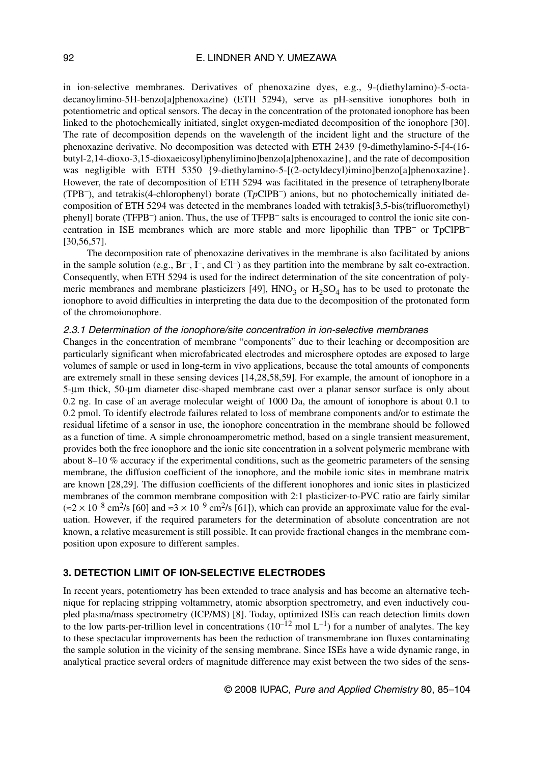in ion-selective membranes. Derivatives of phenoxazine dyes, e.g., 9-(diethylamino)-5-octadecanoylimino-5H-benzo[a]phenoxazine) (ETH 5294), serve as pH-sensitive ionophores both in potentiometric and optical sensors. The decay in the concentration of the protonated ionophore has been linked to the photochemically initiated, singlet oxygen-mediated decomposition of the ionophore [30]. The rate of decomposition depends on the wavelength of the incident light and the structure of the phenoxazine derivative. No decomposition was detected with ETH 2439 {9-dimethylamino-5-[4-(16-butyl-2,14-dioxo-3,15-dioxaeicosyl)phenylimino]benzo[a]phenoxazine}, and the rate of decomposition was negligible with ETH 5350 {9-diethylamino-5-[(2-octyldecyl)imino]benzo[a]phenoxazine}. However, the rate of decomposition of ETH 5294 was facilitated in the presence of tetraphenylborate ($TPB^-$), and tetrakis(4-chlorophenyl) borate (T*p*ClPB$^-$) anions, but no photochemically initiated decomposition of ETH 5294 was detected in the membranes loaded with tetrakis[3,5-bis(trifluoromethyl) phenyl] borate ($TFPB^-$) anion. Thus, the use of $TFPB^-$ salts is encouraged to control the ionic site concentration in ISE membranes which are more stable and more lipophilic than $TPB^-$ or $TpClPB^-$ [30,56,57].

The decomposition rate of phenoxazine derivatives in the membrane is also facilitated by anions in the sample solution (e.g., $Br^-$, $I^-$, and $Cl^-$) as they partition into the membrane by salt co-extraction. Consequently, when ETH 5294 is used for the indirect determination of the site concentration of polymeric membranes and membrane plasticizers [49], $HNO_3$ or $H_2SO_4$ has to be used to protonate the ionophore to avoid difficulties in interpreting the data due to the decomposition of the protonated form of the chromoionophore.

### *2.3.1 Determination of the ionophore/site concentration in ion-selective membranes*

Changes in the concentration of membrane "components" due to their leaching or decomposition are particularly significant when microfabricated electrodes and microsphere optodes are exposed to large volumes of sample or used in long-term in vivo applications, because the total amounts of components are extremely small in these sensing devices [14,28,58,59]. For example, the amount of ionophore in a 5-μm thick, 50-μm diameter disc-shaped membrane cast over a planar sensor surface is only about 0.2 ng. In case of an average molecular weight of 1000 Da, the amount of ionophore is about 0.1 to 0.2 pmol. To identify electrode failures related to loss of membrane components and/or to estimate the residual lifetime of a sensor in use, the ionophore concentration in the membrane should be followed as a function of time. A simple chronoamperometric method, based on a single transient measurement, provides both the free ionophore and the ionic site concentration in a solvent polymeric membrane with about 8–10 % accuracy if the experimental conditions, such as the geometric parameters of the sensing membrane, the diffusion coefficient of the ionophore, and the mobile ionic sites in membrane matrix are known [28,29]. The diffusion coefficients of the different ionophores and ionic sites in plasticized membranes of the common membrane composition with 2:1 plasticizer-to-PVC ratio are fairly similar ($\approx 2 \times 10^{-8}$ cm$^2$/s [60] and $\approx 3 \times 10^{-9}$ cm$^2$/s [61]), which can provide an approximate value for the evaluation. However, if the required parameters for the determination of absolute concentration are not known, a relative measurement is still possible. It can provide fractional changes in the membrane composition upon exposure to different samples.

## 3. DETECTION LIMIT OF ION-SELECTIVE ELECTRODES

In recent years, potentiometry has been extended to trace analysis and has become an alternative technique for replacing stripping voltammetry, atomic absorption spectrometry, and even inductively coupled plasma/mass spectrometry (ICP/MS) [8]. Today, optimized ISEs can reach detection limits down to the low parts-per-trillion level in concentrations ($10^{-12}$ mol L$^{-1}$) for a number of analytes. The key to these spectacular improvements has been the reduction of transmembrane ion fluxes contaminating the sample solution in the vicinity of the sensing membrane. Since ISEs have a wide dynamic range, in analytical practice several orders of magnitude difference may exist between the two sides of the sens-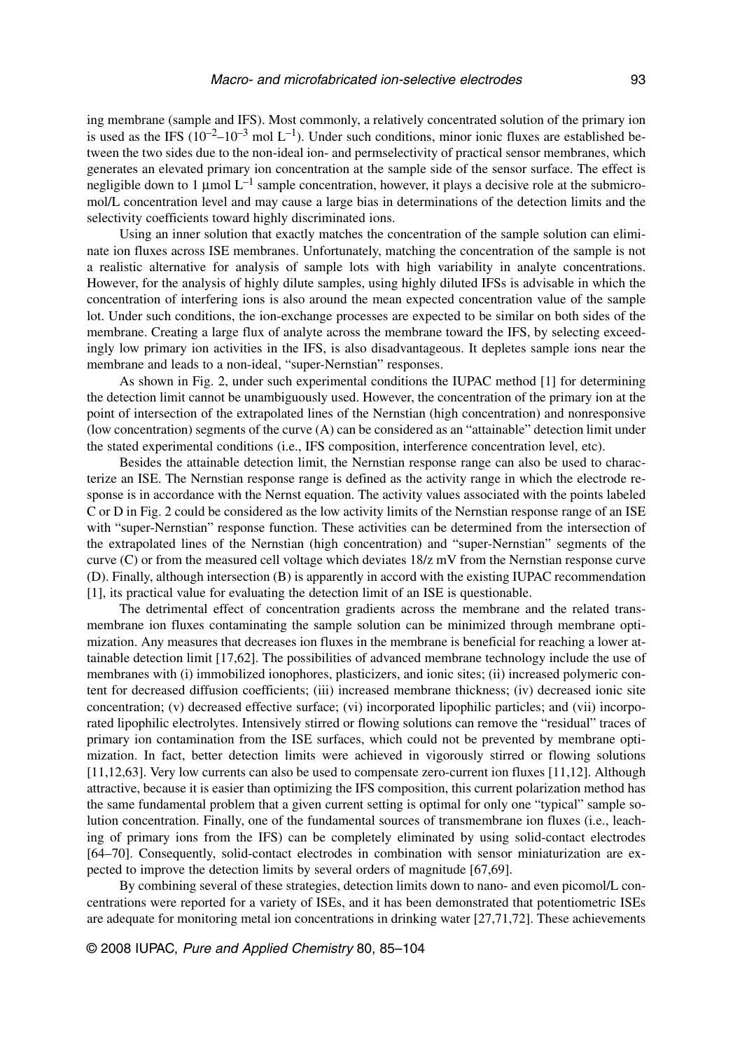ing membrane (sample and IFS). Most commonly, a relatively concentrated solution of the primary ion is used as the IFS ($10^{-2}$–$10^{-3}$ mol $L^{-1}$). Under such conditions, minor ionic fluxes are established between the two sides due to the non-ideal ion- and permselectivity of practical sensor membranes, which generates an elevated primary ion concentration at the sample side of the sensor surface. The effect is negligible down to 1 µmol $L^{-1}$ sample concentration, however, it plays a decisive role at the submicromol/L concentration level and may cause a large bias in determinations of the detection limits and the selectivity coefficients toward highly discriminated ions.

Using an inner solution that exactly matches the concentration of the sample solution can eliminate ion fluxes across ISE membranes. Unfortunately, matching the concentration of the sample is not a realistic alternative for analysis of sample lots with high variability in analyte concentrations. However, for the analysis of highly dilute samples, using highly diluted IFSs is advisable in which the concentration of interfering ions is also around the mean expected concentration value of the sample lot. Under such conditions, the ion-exchange processes are expected to be similar on both sides of the membrane. Creating a large flux of analyte across the membrane toward the IFS, by selecting exceedingly low primary ion activities in the IFS, is also disadvantageous. It depletes sample ions near the membrane and leads to a non-ideal, "super-Nernstian" responses.

As shown in Fig. 2, under such experimental conditions the IUPAC method [1] for determining the detection limit cannot be unambiguously used. However, the concentration of the primary ion at the point of intersection of the extrapolated lines of the Nernstian (high concentration) and nonresponsive (low concentration) segments of the curve (A) can be considered as an "attainable" detection limit under the stated experimental conditions (i.e., IFS composition, interference concentration level, etc).

Besides the attainable detection limit, the Nernstian response range can also be used to characterize an ISE. The Nernstian response range is defined as the activity range in which the electrode response is in accordance with the Nernst equation. The activity values associated with the points labeled C or D in Fig. 2 could be considered as the low activity limits of the Nernstian response range of an ISE with "super-Nernstian" response function. These activities can be determined from the intersection of the extrapolated lines of the Nernstian (high concentration) and "super-Nernstian" segments of the curve (C) or from the measured cell voltage which deviates $18/z$ mV from the Nernstian response curve (D). Finally, although intersection (B) is apparently in accord with the existing IUPAC recommendation [1], its practical value for evaluating the detection limit of an ISE is questionable.

The detrimental effect of concentration gradients across the membrane and the related transmembrane ion fluxes contaminating the sample solution can be minimized through membrane optimization. Any measures that decreases ion fluxes in the membrane is beneficial for reaching a lower attainable detection limit [17,62]. The possibilities of advanced membrane technology include the use of membranes with (i) immobilized ionophores, plasticizers, and ionic sites; (ii) increased polymeric content for decreased diffusion coefficients; (iii) increased membrane thickness; (iv) decreased ionic site concentration; (v) decreased effective surface; (vi) incorporated lipophilic particles; and (vii) incorporated lipophilic electrolytes. Intensively stirred or flowing solutions can remove the "residual" traces of primary ion contamination from the ISE surfaces, which could not be prevented by membrane optimization. In fact, better detection limits were achieved in vigorously stirred or flowing solutions [11,12,63]. Very low currents can also be used to compensate zero-current ion fluxes [11,12]. Although attractive, because it is easier than optimizing the IFS composition, this current polarization method has the same fundamental problem that a given current setting is optimal for only one "typical" sample solution concentration. Finally, one of the fundamental sources of transmembrane ion fluxes (i.e., leaching of primary ions from the IFS) can be completely eliminated by using solid-contact electrodes [64–70]. Consequently, solid-contact electrodes in combination with sensor miniaturization are expected to improve the detection limits by several orders of magnitude [67,69].

By combining several of these strategies, detection limits down to nano- and even picomol/L concentrations were reported for a variety of ISEs, and it has been demonstrated that potentiometric ISEs are adequate for monitoring metal ion concentrations in drinking water [27,71,72]. These achievements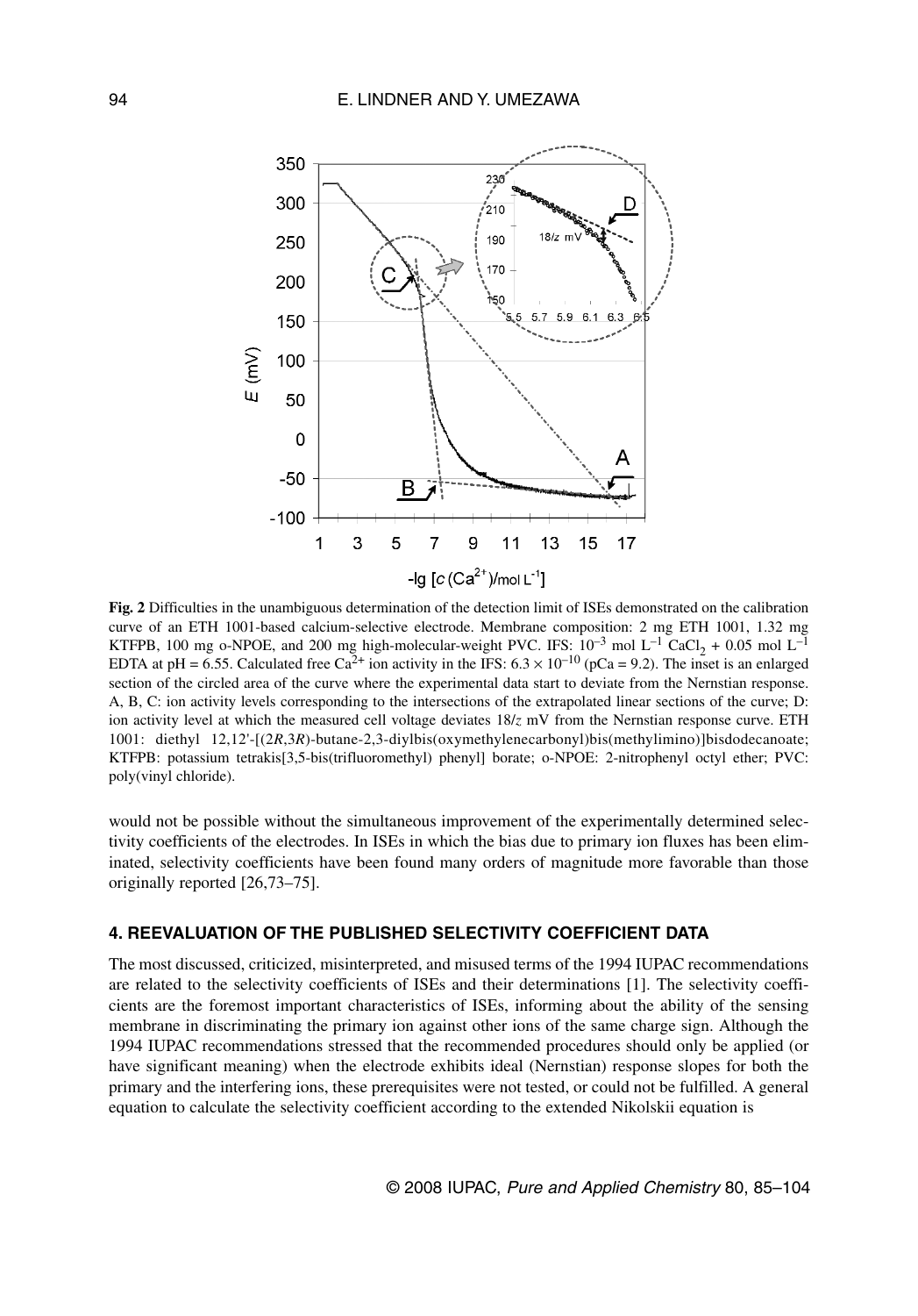**Fig. 2** Difficulties in the unambiguous determination of the detection limit of ISEs demonstrated on the calibration curve of an ETH 1001-based calcium-selective electrode. Membrane composition: 2 mg ETH 1001, 1.32 mg KTFPB, 100 mg o-NPOE, and 200 mg high-molecular-weight PVC. IFS: $10^{-3}$ mol $L^{-1}$ $CaCl_2$ + 0.05 mol $L^{-1}$ EDTA at pH = 6.55. Calculated free $Ca^{2+}$ ion activity in the IFS: $6.3 \times 10^{-10}$ (pCa = 9.2). The inset is an enlarged section of the circled area of the curve where the experimental data start to deviate from the Nernstian response. A, B, C: ion activity levels corresponding to the intersections of the extrapolated linear sections of the curve; D: ion activity level at which the measured cell voltage deviates $18/z$ mV from the Nernstian response curve. ETH 1001: diethyl 12,12'-[(2*R*,3*R*)-butane-2,3-diylbis(oxymethylenecarbonyl)bis(methylimino)]bisdodecanoate; KTFPB: potassium tetrakis[3,5-bis(trifluoromethyl) phenyl] borate; o-NPOE: 2-nitrophenyl octyl ether; PVC: poly(vinyl chloride).

would not be possible without the simultaneous improvement of the experimentally determined selectivity coefficients of the electrodes. In ISEs in which the bias due to primary ion fluxes has been eliminated, selectivity coefficients have been found many orders of magnitude more favorable than those originally reported [26,73–75].

## 4. REEVALUATION OF THE PUBLISHED SELECTIVITY COEFFICIENT DATA

The most discussed, criticized, misinterpreted, and misused terms of the 1994 IUPAC recommendations are related to the selectivity coefficients of ISEs and their determinations [1]. The selectivity coefficients are the foremost important characteristics of ISEs, informing about the ability of the sensing membrane in discriminating the primary ion against other ions of the same charge sign. Although the 1994 IUPAC recommendations stressed that the recommended procedures should only be applied (or have significant meaning) when the electrode exhibits ideal (Nernstian) response slopes for both the primary and the interfering ions, these prerequisites were not tested, or could not be fulfilled. A general equation to calculate the selectivity coefficient according to the extended Nikolskii equation is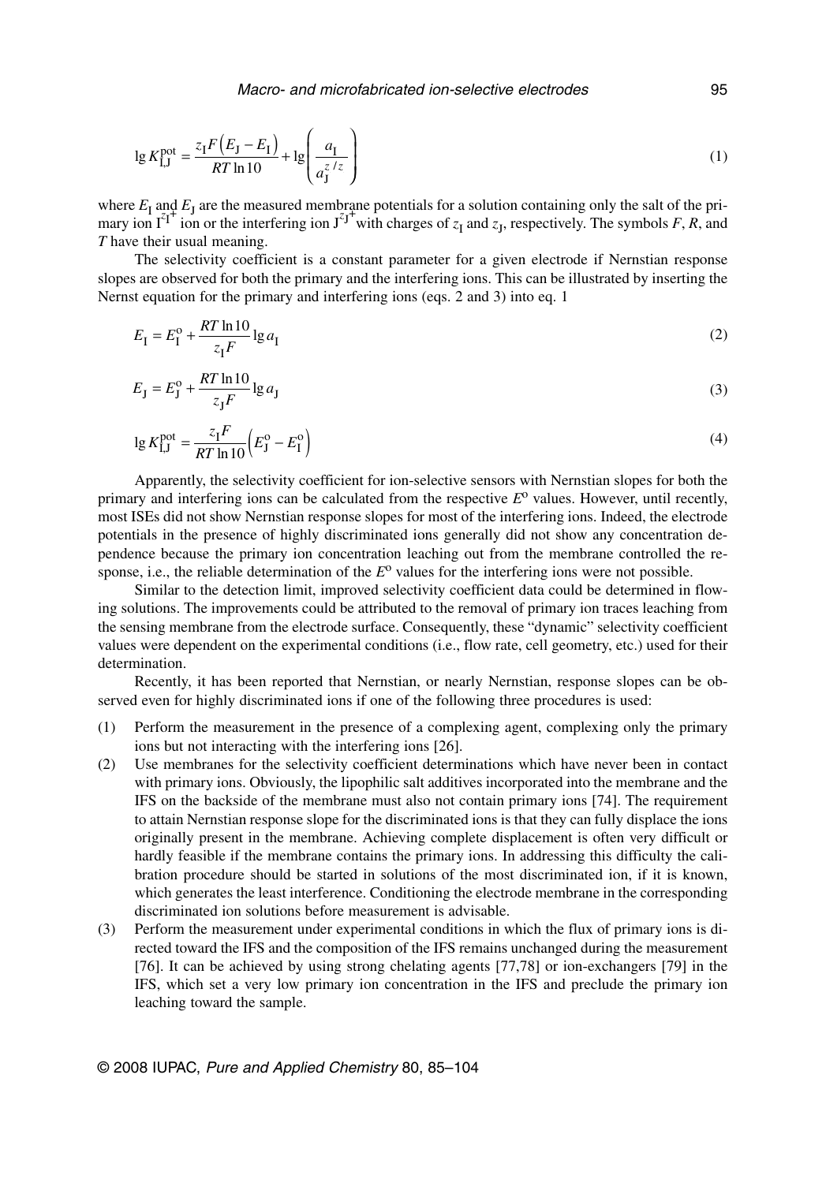$$\lg K_{\mathrm{I,J}}^{\mathrm{pot}} = \frac{z_{\mathrm{I}} F \left( E_{\mathrm{J}} - E_{\mathrm{I}} \right)}{RT \ln 10} + \lg \left( \frac{a_{\mathrm{I}}}{a_{\mathrm{J}}^{z/z}} \right) \tag{1}$$

where $E_{\mathrm{I}}$ and $E_{\mathrm{J}}$ are the measured membrane potentials for a solution containing only the salt of the primary ion $\mathrm{I}^{z_{\mathrm{I}}+}$ ion or the interfering ion $\mathrm{J}^{z_{\mathrm{J}}+}$ with charges of $z_{\mathrm{I}}$ and $z_{\mathrm{J}}$, respectively. The symbols $F$, $R$, and $T$ have their usual meaning.

The selectivity coefficient is a constant parameter for a given electrode if Nernstian response slopes are observed for both the primary and the interfering ions. This can be illustrated by inserting the Nernst equation for the primary and interfering ions (eqs. 2 and 3) into eq. 1

$$E_{\mathrm{I}} = E_{\mathrm{I}}^{\mathrm{o}} + \frac{RT \ln 10}{z_{\mathrm{I}} F} \lg a_{\mathrm{I}} \tag{2}$$

$$E_{\mathrm{J}} = E_{\mathrm{J}}^{\mathrm{o}} + \frac{RT \ln 10}{z_{\mathrm{J}} F} \lg a_{\mathrm{J}} \tag{3}$$

$$\lg K_{\mathrm{I,J}}^{\mathrm{pot}} = \frac{z_{\mathrm{I}} F}{RT \ln 10} \left( E_{\mathrm{J}}^{\mathrm{o}} - E_{\mathrm{I}}^{\mathrm{o}} \right) \tag{4}$$

Apparently, the selectivity coefficient for ion-selective sensors with Nernstian slopes for both the primary and interfering ions can be calculated from the respective $E^{\mathrm{o}}$ values. However, until recently, most ISEs did not show Nernstian response slopes for most of the interfering ions. Indeed, the electrode potentials in the presence of highly discriminated ions generally did not show any concentration dependence because the primary ion concentration leaching out from the membrane controlled the response, i.e., the reliable determination of the $E^{\mathrm{o}}$ values for the interfering ions were not possible.

Similar to the detection limit, improved selectivity coefficient data could be determined in flowing solutions. The improvements could be attributed to the removal of primary ion traces leaching from the sensing membrane from the electrode surface. Consequently, these "dynamic" selectivity coefficient values were dependent on the experimental conditions (i.e., flow rate, cell geometry, etc.) used for their determination.

Recently, it has been reported that Nernstian, or nearly Nernstian, response slopes can be observed even for highly discriminated ions if one of the following three procedures is used:

(1) Perform the measurement in the presence of a complexing agent, complexing only the primary ions but not interacting with the interfering ions [26].
(2) Use membranes for the selectivity coefficient determinations which have never been in contact with primary ions. Obviously, the lipophilic salt additives incorporated into the membrane and the IFS on the backside of the membrane must also not contain primary ions [74]. The requirement to attain Nernstian response slope for the discriminated ions is that they can fully displace the ions originally present in the membrane. Achieving complete displacement is often very difficult or hardly feasible if the membrane contains the primary ions. In addressing this difficulty the calibration procedure should be started in solutions of the most discriminated ion, if it is known, which generates the least interference. Conditioning the electrode membrane in the corresponding discriminated ion solutions before measurement is advisable.
(3) Perform the measurement under experimental conditions in which the flux of primary ions is directed toward the IFS and the composition of the IFS remains unchanged during the measurement [76]. It can be achieved by using strong chelating agents [77,78] or ion-exchangers [79] in the IFS, which set a very low primary ion concentration in the IFS and preclude the primary ion leaching toward the sample.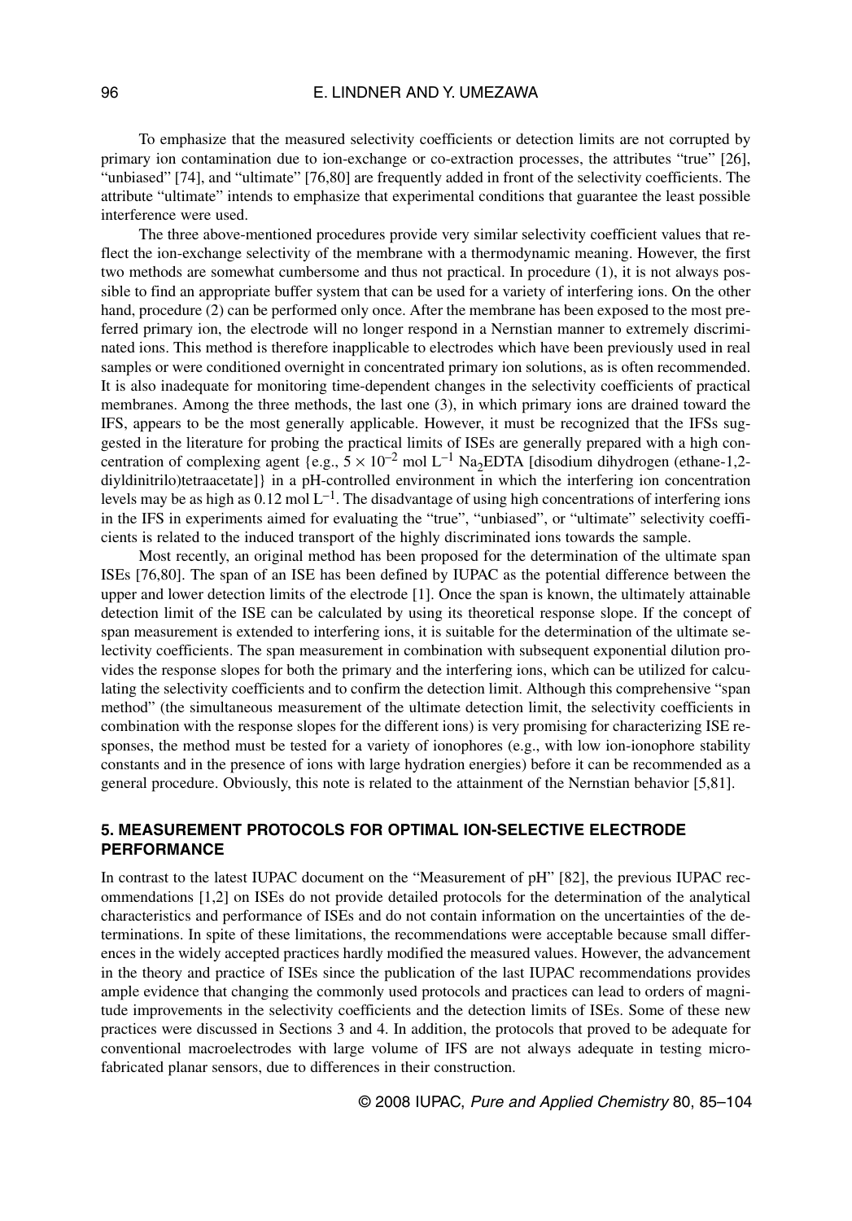To emphasize that the measured selectivity coefficients or detection limits are not corrupted by primary ion contamination due to ion-exchange or co-extraction processes, the attributes "true" [26], "unbiased" [74], and "ultimate" [76,80] are frequently added in front of the selectivity coefficients. The attribute "ultimate" intends to emphasize that experimental conditions that guarantee the least possible interference were used.

The three above-mentioned procedures provide very similar selectivity coefficient values that reflect the ion-exchange selectivity of the membrane with a thermodynamic meaning. However, the first two methods are somewhat cumbersome and thus not practical. In procedure (1), it is not always possible to find an appropriate buffer system that can be used for a variety of interfering ions. On the other hand, procedure (2) can be performed only once. After the membrane has been exposed to the most preferred primary ion, the electrode will no longer respond in a Nernstian manner to extremely discriminated ions. This method is therefore inapplicable to electrodes which have been previously used in real samples or were conditioned overnight in concentrated primary ion solutions, as is often recommended. It is also inadequate for monitoring time-dependent changes in the selectivity coefficients of practical membranes. Among the three methods, the last one (3), in which primary ions are drained toward the IFS, appears to be the most generally applicable. However, it must be recognized that the IFSs suggested in the literature for probing the practical limits of ISEs are generally prepared with a high concentration of complexing agent {e.g., $5 \times 10^{-2}$ mol $L^{-1}$ $Na_2EDTA$ [disodium dihydrogen (ethane-1,2-diyldinitrilo)tetraacetate]} in a pH-controlled environment in which the interfering ion concentration levels may be as high as 0.12 mol $L^{-1}$. The disadvantage of using high concentrations of interfering ions in the IFS in experiments aimed for evaluating the "true", "unbiased", or "ultimate" selectivity coefficients is related to the induced transport of the highly discriminated ions towards the sample.

Most recently, an original method has been proposed for the determination of the ultimate span ISEs [76,80]. The span of an ISE has been defined by IUPAC as the potential difference between the upper and lower detection limits of the electrode [1]. Once the span is known, the ultimately attainable detection limit of the ISE can be calculated by using its theoretical response slope. If the concept of span measurement is extended to interfering ions, it is suitable for the determination of the ultimate selectivity coefficients. The span measurement in combination with subsequent exponential dilution provides the response slopes for both the primary and the interfering ions, which can be utilized for calculating the selectivity coefficients and to confirm the detection limit. Although this comprehensive "span method" (the simultaneous measurement of the ultimate detection limit, the selectivity coefficients in combination with the response slopes for the different ions) is very promising for characterizing ISE responses, the method must be tested for a variety of ionophores (e.g., with low ion-ionophore stability constants and in the presence of ions with large hydration energies) before it can be recommended as a general procedure. Obviously, this note is related to the attainment of the Nernstian behavior [5,81].

## 5. MEASUREMENT PROTOCOLS FOR OPTIMAL ION-SELECTIVE ELECTRODE PERFORMANCE

In contrast to the latest IUPAC document on the "Measurement of pH" [82], the previous IUPAC recommendations [1,2] on ISEs do not provide detailed protocols for the determination of the analytical characteristics and performance of ISEs and do not contain information on the uncertainties of the determinations. In spite of these limitations, the recommendations were acceptable because small differences in the widely accepted practices hardly modified the measured values. However, the advancement in the theory and practice of ISEs since the publication of the last IUPAC recommendations provides ample evidence that changing the commonly used protocols and practices can lead to orders of magnitude improvements in the selectivity coefficients and the detection limits of ISEs. Some of these new practices were discussed in Sections 3 and 4. In addition, the protocols that proved to be adequate for conventional macroelectrodes with large volume of IFS are not always adequate in testing microfabricated planar sensors, due to differences in their construction.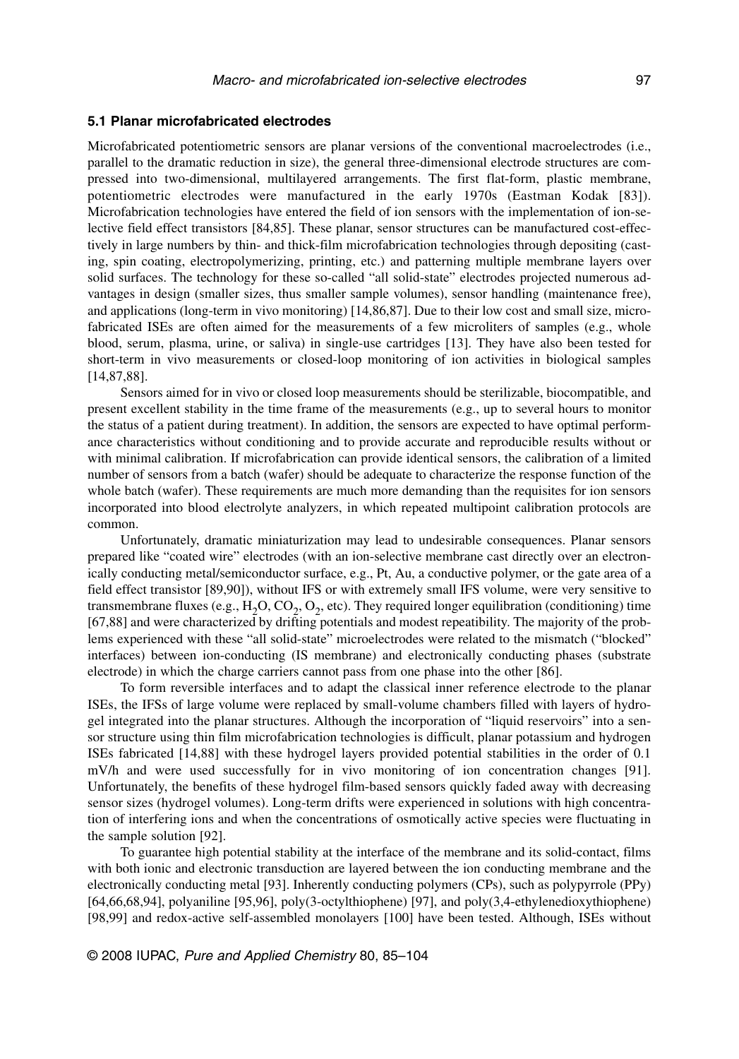### 5.1 Planar microfabricated electrodes

Microfabricated potentiometric sensors are planar versions of the conventional macroelectrodes (i.e., parallel to the dramatic reduction in size), the general three-dimensional electrode structures are compressed into two-dimensional, multilayered arrangements. The first flat-form, plastic membrane, potentiometric electrodes were manufactured in the early 1970s (Eastman Kodak [83]). Microfabrication technologies have entered the field of ion sensors with the implementation of ion-selective field effect transistors [84,85]. These planar, sensor structures can be manufactured cost-effectively in large numbers by thin- and thick-film microfabrication technologies through depositing (casting, spin coating, electropolymerizing, printing, etc.) and patterning multiple membrane layers over solid surfaces. The technology for these so-called "all solid-state" electrodes projected numerous advantages in design (smaller sizes, thus smaller sample volumes), sensor handling (maintenance free), and applications (long-term in vivo monitoring) [14,86,87]. Due to their low cost and small size, microfabricated ISEs are often aimed for the measurements of a few microliters of samples (e.g., whole blood, serum, plasma, urine, or saliva) in single-use cartridges [13]. They have also been tested for short-term in vivo measurements or closed-loop monitoring of ion activities in biological samples [14,87,88].

Sensors aimed for in vivo or closed loop measurements should be sterilizable, biocompatible, and present excellent stability in the time frame of the measurements (e.g., up to several hours to monitor the status of a patient during treatment). In addition, the sensors are expected to have optimal performance characteristics without conditioning and to provide accurate and reproducible results without or with minimal calibration. If microfabrication can provide identical sensors, the calibration of a limited number of sensors from a batch (wafer) should be adequate to characterize the response function of the whole batch (wafer). These requirements are much more demanding than the requisites for ion sensors incorporated into blood electrolyte analyzers, in which repeated multipoint calibration protocols are common.

Unfortunately, dramatic miniaturization may lead to undesirable consequences. Planar sensors prepared like "coated wire" electrodes (with an ion-selective membrane cast directly over an electronically conducting metal/semiconductor surface, e.g., Pt, Au, a conductive polymer, or the gate area of a field effect transistor [89,90]), without IFS or with extremely small IFS volume, were very sensitive to transmembrane fluxes (e.g., $H_2O$, $CO_2$, $O_2$, etc). They required longer equilibration (conditioning) time [67,88] and were characterized by drifting potentials and modest repeatability. The majority of the problems experienced with these "all solid-state" microelectrodes were related to the mismatch ("blocked" interfaces) between ion-conducting (IS membrane) and electronically conducting phases (substrate electrode) in which the charge carriers cannot pass from one phase into the other [86].

To form reversible interfaces and to adapt the classical inner reference electrode to the planar ISEs, the IFSs of large volume were replaced by small-volume chambers filled with layers of hydrogel integrated into the planar structures. Although the incorporation of "liquid reservoirs" into a sensor structure using thin film microfabrication technologies is difficult, planar potassium and hydrogen ISEs fabricated [14,88] with these hydrogel layers provided potential stabilities in the order of 0.1 mV/h and were used successfully for in vivo monitoring of ion concentration changes [91]. Unfortunately, the benefits of these hydrogel film-based sensors quickly faded away with decreasing sensor sizes (hydrogel volumes). Long-term drifts were experienced in solutions with high concentration of interfering ions and when the concentrations of osmotically active species were fluctuating in the sample solution [92].

To guarantee high potential stability at the interface of the membrane and its solid-contact, films with both ionic and electronic transduction are layered between the ion conducting membrane and the electronically conducting metal [93]. Inherently conducting polymers (CPs), such as polypyrrole (PPy) [64,66,68,94], polyaniline [95,96], poly(3-octylthiophene) [97], and poly(3,4-ethylenedioxythiophene) [98,99] and redox-active self-assembled monolayers [100] have been tested. Although, ISEs without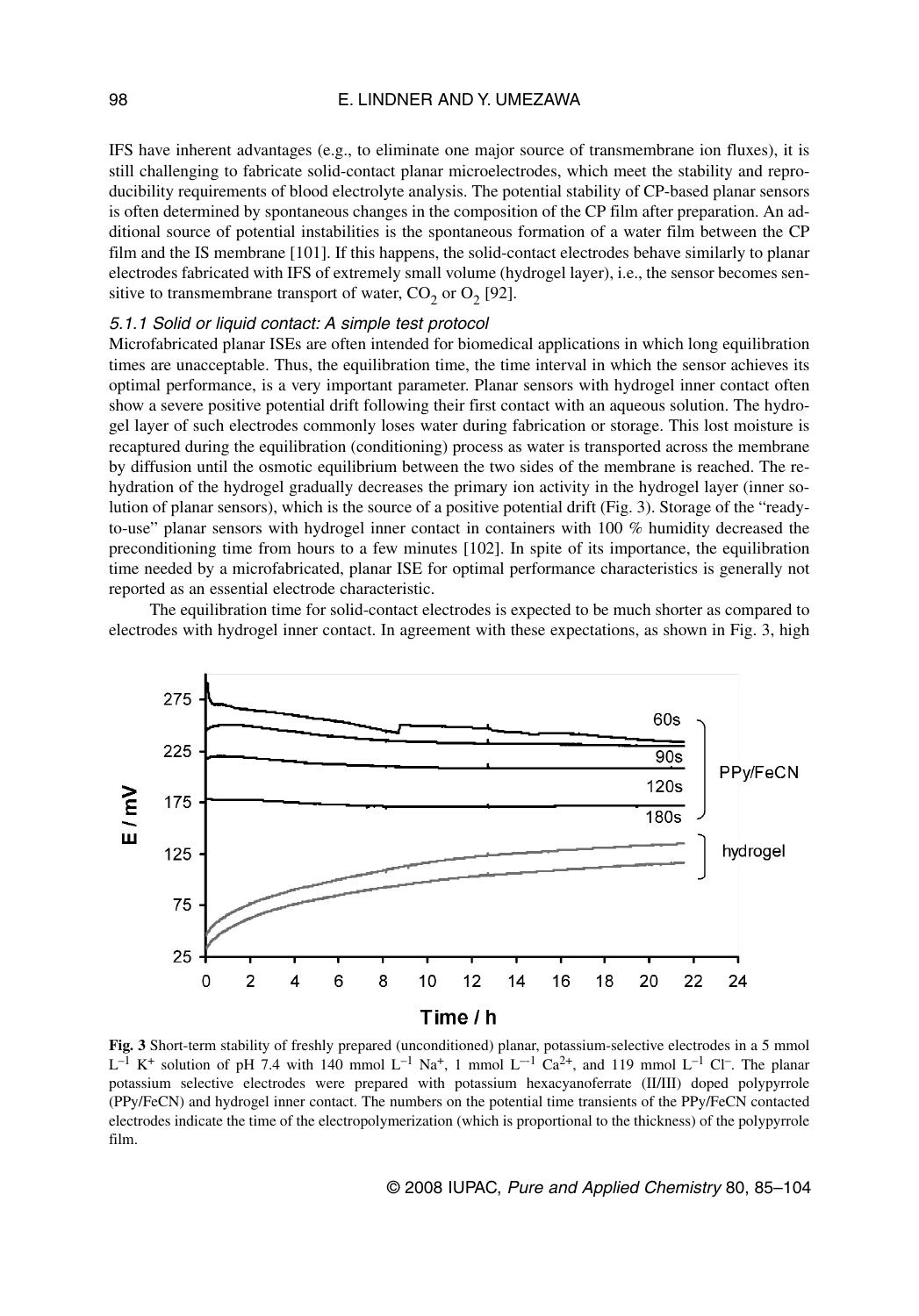IFS have inherent advantages (e.g., to eliminate one major source of transmembrane ion fluxes), it is still challenging to fabricate solid-contact planar microelectrodes, which meet the stability and reproducibility requirements of blood electrolyte analysis. The potential stability of CP-based planar sensors is often determined by spontaneous changes in the composition of the CP film after preparation. An additional source of potential instabilities is the spontaneous formation of a water film between the CP film and the IS membrane [101]. If this happens, the solid-contact electrodes behave similarly to planar electrodes fabricated with IFS of extremely small volume (hydrogel layer), i.e., the sensor becomes sensitive to transmembrane transport of water, $CO_2$ or $O_2$ [92].

#### *5.1.1 Solid or liquid contact: A simple test protocol*

Microfabricated planar ISEs are often intended for biomedical applications in which long equilibration times are unacceptable. Thus, the equilibration time, the time interval in which the sensor achieves its optimal performance, is a very important parameter. Planar sensors with hydrogel inner contact often show a severe positive potential drift following their first contact with an aqueous solution. The hydrogel layer of such electrodes commonly loses water during fabrication or storage. This lost moisture is recaptured during the equilibration (conditioning) process as water is transported across the membrane by diffusion until the osmotic equilibrium between the two sides of the membrane is reached. The rehydration of the hydrogel gradually decreases the primary ion activity in the hydrogel layer (inner solution of planar sensors), which is the source of a positive potential drift (Fig. 3). Storage of the "ready-to-use" planar sensors with hydrogel inner contact in containers with 100 % humidity decreased the preconditioning time from hours to a few minutes [102]. In spite of its importance, the equilibration time needed by a microfabricated, planar ISE for optimal performance characteristics is generally not reported as an essential electrode characteristic.

The equilibration time for solid-contact electrodes is expected to be much shorter as compared to electrodes with hydrogel inner contact. In agreement with these expectations, as shown in Fig. 3, high

**Fig. 3** Short-term stability of freshly prepared (unconditioned) planar, potassium-selective electrodes in a 5 mmol $L^{-1}$ $K^+$ solution of pH 7.4 with 140 mmol $L^{-1}$ $Na^+$, 1 mmol $L^{-1}$ $Ca^{2+}$, and 119 mmol $L^{-1}$ $Cl^-$. The planar potassium selective electrodes were prepared with potassium hexacyanoferrate (II/III) doped polypyrrole (PPy/FeCN) and hydrogel inner contact. The numbers on the potential time transients of the PPy/FeCN contacted electrodes indicate the time of the electropolymerization (which is proportional to the thickness) of the polypyrrole film.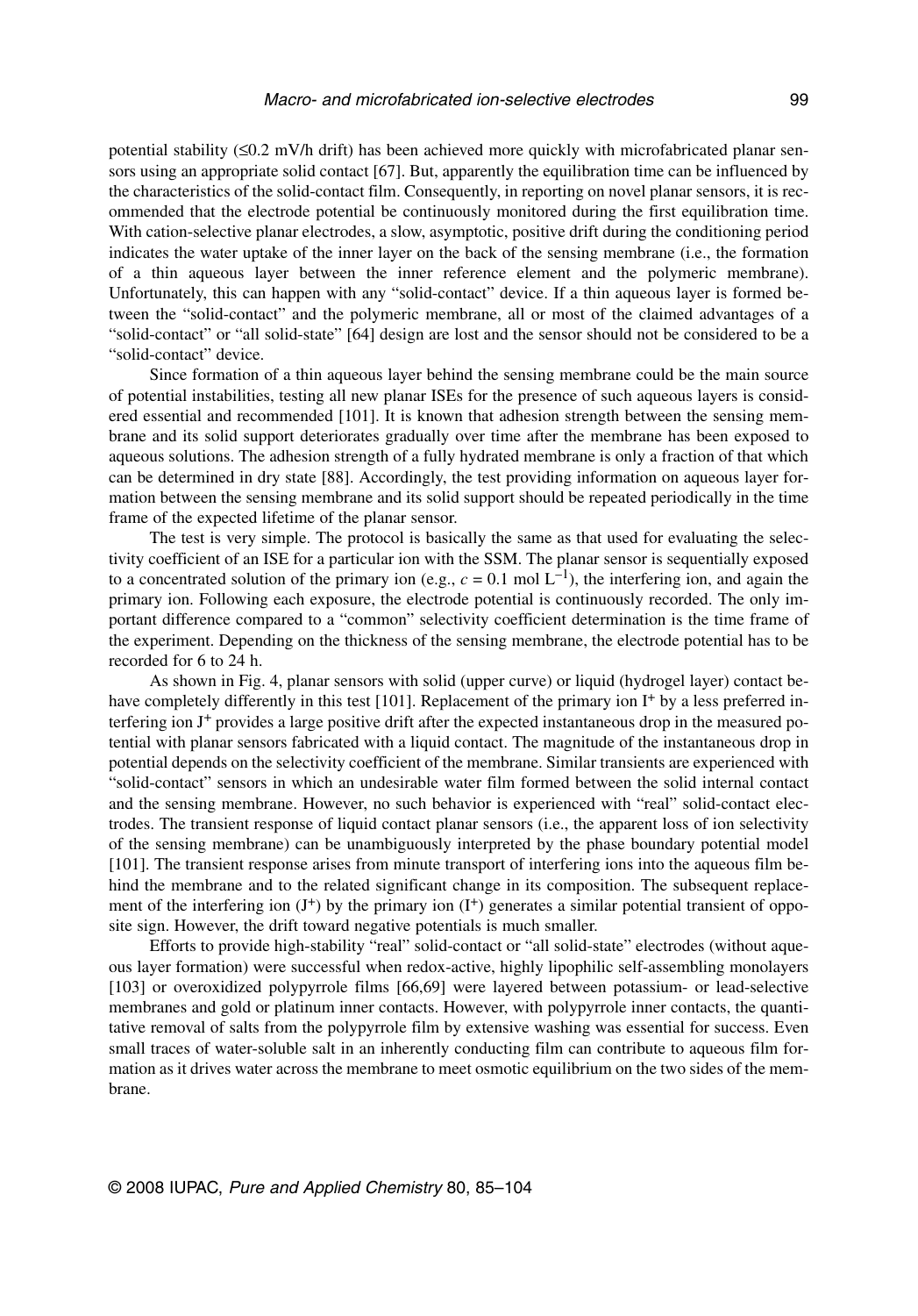potential stability (≤0.2 mV/h drift) has been achieved more quickly with microfabricated planar sensors using an appropriate solid contact [67]. But, apparently the equilibration time can be influenced by the characteristics of the solid-contact film. Consequently, in reporting on novel planar sensors, it is recommended that the electrode potential be continuously monitored during the first equilibration time. With cation-selective planar electrodes, a slow, asymptotic, positive drift during the conditioning period indicates the water uptake of the inner layer on the back of the sensing membrane (i.e., the formation of a thin aqueous layer between the inner reference element and the polymeric membrane). Unfortunately, this can happen with any "solid-contact" device. If a thin aqueous layer is formed between the "solid-contact" and the polymeric membrane, all or most of the claimed advantages of a "solid-contact" or "all solid-state" [64] design are lost and the sensor should not be considered to be a "solid-contact" device.

Since formation of a thin aqueous layer behind the sensing membrane could be the main source of potential instabilities, testing all new planar ISEs for the presence of such aqueous layers is considered essential and recommended [101]. It is known that adhesion strength between the sensing membrane and its solid support deteriorates gradually over time after the membrane has been exposed to aqueous solutions. The adhesion strength of a fully hydrated membrane is only a fraction of that which can be determined in dry state [88]. Accordingly, the test providing information on aqueous layer formation between the sensing membrane and its solid support should be repeated periodically in the time frame of the expected lifetime of the planar sensor.

The test is very simple. The protocol is basically the same as that used for evaluating the selectivity coefficient of an ISE for a particular ion with the SSM. The planar sensor is sequentially exposed to a concentrated solution of the primary ion (e.g., $c = 0.1$ mol $L^{-1}$), the interfering ion, and again the primary ion. Following each exposure, the electrode potential is continuously recorded. The only important difference compared to a "common" selectivity coefficient determination is the time frame of the experiment. Depending on the thickness of the sensing membrane, the electrode potential has to be recorded for 6 to 24 h.

As shown in Fig. 4, planar sensors with solid (upper curve) or liquid (hydrogel layer) contact behave completely differently in this test [101]. Replacement of the primary ion $I^+$ by a less preferred interfering ion $J^+$ provides a large positive drift after the expected instantaneous drop in the measured potential with planar sensors fabricated with a liquid contact. The magnitude of the instantaneous drop in potential depends on the selectivity coefficient of the membrane. Similar transients are experienced with "solid-contact" sensors in which an undesirable water film formed between the solid internal contact and the sensing membrane. However, no such behavior is experienced with "real" solid-contact electrodes. The transient response of liquid contact planar sensors (i.e., the apparent loss of ion selectivity of the sensing membrane) can be unambiguously interpreted by the phase boundary potential model [101]. The transient response arises from minute transport of interfering ions into the aqueous film behind the membrane and to the related significant change in its composition. The subsequent replacement of the interfering ion ($J^+$) by the primary ion ($I^+$) generates a similar potential transient of opposite sign. However, the drift toward negative potentials is much smaller.

Efforts to provide high-stability "real" solid-contact or "all solid-state" electrodes (without aqueous layer formation) were successful when redox-active, highly lipophilic self-assembling monolayers [103] or overoxidized polypyrrole films [66,69] were layered between potassium- or lead-selective membranes and gold or platinum inner contacts. However, with polypyrrole inner contacts, the quantitative removal of salts from the polypyrrole film by extensive washing was essential for success. Even small traces of water-soluble salt in an inherently conducting film can contribute to aqueous film formation as it drives water across the membrane to meet osmotic equilibrium on the two sides of the membrane.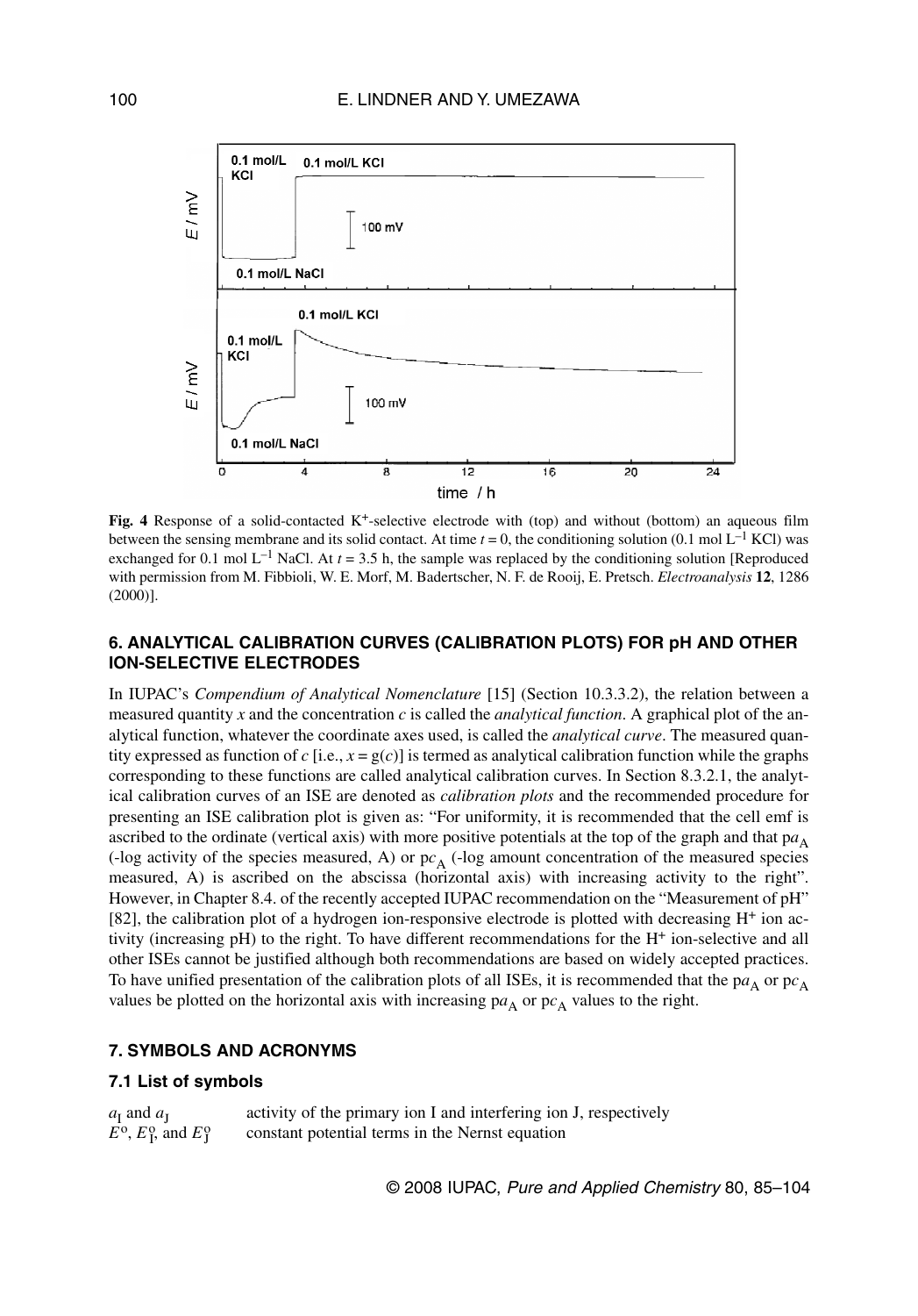**Fig. 4** Response of a solid-contacted $K^+$-selective electrode with (top) and without (bottom) an aqueous film between the sensing membrane and its solid contact. At time $t = 0$, the conditioning solution (0.1 mol $L^{-1}$ KCl) was exchanged for 0.1 mol $L^{-1}$ NaCl. At $t = 3.5$ h, the sample was replaced by the conditioning solution [Reproduced with permission from M. Fibbioli, W. E. Morf, M. Badertscher, N. F. de Rooij, E. Pretsch. *Electroanalysis* **12**, 1286 (2000)].

## 6. ANALYTICAL CALIBRATION CURVES (CALIBRATION PLOTS) FOR pH AND OTHER ION-SELECTIVE ELECTRODES

In IUPAC's *Compendium of Analytical Nomenclature* [15] (Section 10.3.3.2), the relation between a measured quantity $x$ and the concentration $c$ is called the *analytical function*. A graphical plot of the analytical function, whatever the coordinate axes used, is called the *analytical curve*. The measured quantity expressed as function of $c$ [i.e., $x = g(c)$] is termed as analytical calibration function while the graphs corresponding to these functions are called analytical calibration curves. In Section 8.3.2.1, the analytical calibration curves of an ISE are denoted as *calibration plots* and the recommended procedure for presenting an ISE calibration plot is given as: "For uniformity, it is recommended that the cell emf is ascribed to the ordinate (vertical axis) with more positive potentials at the top of the graph and that $pa_A$ (-log activity of the species measured, A) or $pc_A$ (-log amount concentration of the measured species measured, A) is ascribed on the abscissa (horizontal axis) with increasing activity to the right". However, in Chapter 8.4. of the recently accepted IUPAC recommendation on the "Measurement of pH" [82], the calibration plot of a hydrogen ion-responsive electrode is plotted with decreasing $H^+$ ion activity (increasing pH) to the right. To have different recommendations for the $H^+$ ion-selective and all other ISEs cannot be justified although both recommendations are based on widely accepted practices. To have unified presentation of the calibration plots of all ISEs, it is recommended that the $pa_A$ or $pc_A$ values be plotted on the horizontal axis with increasing $pa_A$ or $pc_A$ values to the right.

## 7. SYMBOLS AND ACRONYMS

### 7.1 List of symbols

| | |
|---|---|
| $a_I$ and $a_J$ | activity of the primary ion I and interfering ion J, respectively |
| $E^o$, $E^o_I$, and $E^o_J$ | constant potential terms in the Nernst equation |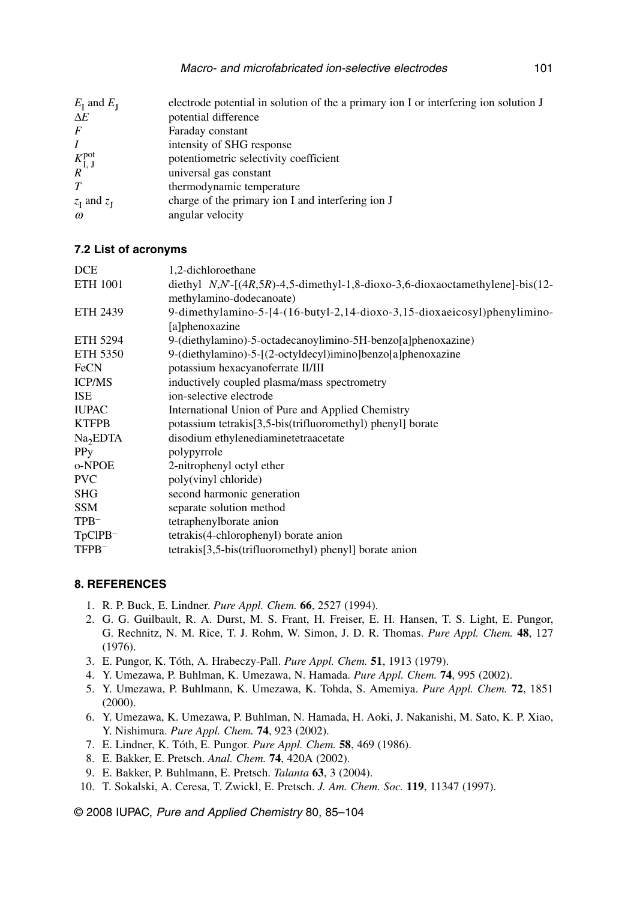| | |
|---|---|
| $E_I$ and $E_J$ | electrode potential in solution of the a primary ion I or interfering ion solution J |
| $\Delta E$ | potential difference |
| $F$ | Faraday constant |
| $I$ | intensity of SHG response |
| $K_{I,J}^{pot}$ | potentiometric selectivity coefficient |
| $R$ | universal gas constant |
| $T$ | thermodynamic temperature |
| $z_I$ and $z_J$ | charge of the primary ion I and interfering ion J |
| $\omega$ | angular velocity |

### 7.2 List of acronyms

| | |
|---|---|
| DCE | 1,2-dichloroethane |
| ETH 1001 | diethyl *N*,*N*'-[(4*R*,5*R*)-4,5-dimethyl-1,8-dioxo-3,6-dioxaoctamethylene]-bis(12-methylamino-dodecanoate) |
| ETH 2439 | 9-dimethylamino-5-[4-(16-butyl-2,14-dioxo-3,15-dioxaeicosyl)phenylimino-[a]phenoxazine |
| ETH 5294 | 9-(diethylamino)-5-octadecanoylimino-5H-benzo[a]phenoxazine) |
| ETH 5350 | 9-(diethylamino)-5-[(2-octyldecyl)imino]benzo[a]phenoxazine |
| FeCN | potassium hexacyanoferrate II/III |
| ICP/MS | inductively coupled plasma/mass spectrometry |
| ISE | ion-selective electrode |
| IUPAC | International Union of Pure and Applied Chemistry |
| KTFPB | potassium tetrakis[3,5-bis(trifluoromethyl) phenyl] borate |
| $Na_2$EDTA | disodium ethylenediaminetetraacetate |
| PPy | polypyrrole |
| o-NPOE | 2-nitrophenyl octyl ether |
| PVC | poly(vinyl chloride) |
| SHG | second harmonic generation |
| SSM | separate solution method |
| $TPB^-$ | tetraphenylborate anion |
| $TpClPB^-$ | tetrakis(4-chlorophenyl) borate anion |
| $TFPB^-$ | tetrakis[3,5-bis(trifluoromethyl) phenyl] borate anion |

## 8. REFERENCES

1. R. P. Buck, E. Lindner. *Pure Appl. Chem.* **66**, 2527 (1994).
2. G. G. Guilbault, R. A. Durst, M. S. Frant, H. Freiser, E. H. Hansen, T. S. Light, E. Pungor, G. Rechnitz, N. M. Rice, T. J. Rohm, W. Simon, J. D. R. Thomas. *Pure Appl. Chem.* **48**, 127 (1976).
3. E. Pungor, K. Tóth, A. Hrabeczy-Pall. *Pure Appl. Chem.* **51**, 1913 (1979).
4. Y. Umezawa, P. Buhlman, K. Umezawa, N. Hamada. *Pure Appl. Chem.* **74**, 995 (2002).
5. Y. Umezawa, P. Buhlmann, K. Umezawa, K. Tohda, S. Amemiya. *Pure Appl. Chem.* **72**, 1851 (2000).
6. Y. Umezawa, K. Umezawa, P. Buhlman, N. Hamada, H. Aoki, J. Nakanishi, M. Sato, K. P. Xiao, Y. Nishimura. *Pure Appl. Chem.* **74**, 923 (2002).
7. E. Lindner, K. Tóth, E. Pungor. *Pure Appl. Chem.* **58**, 469 (1986).
8. E. Bakker, E. Pretsch. *Anal. Chem.* **74**, 420A (2002).
9. E. Bakker, P. Buhlmann, E. Pretsch. *Talanta* **63**, 3 (2004).
10. T. Sokalski, A. Ceresa, T. Zwickl, E. Pretsch. *J. Am. Chem. Soc.* **119**, 11347 (1997).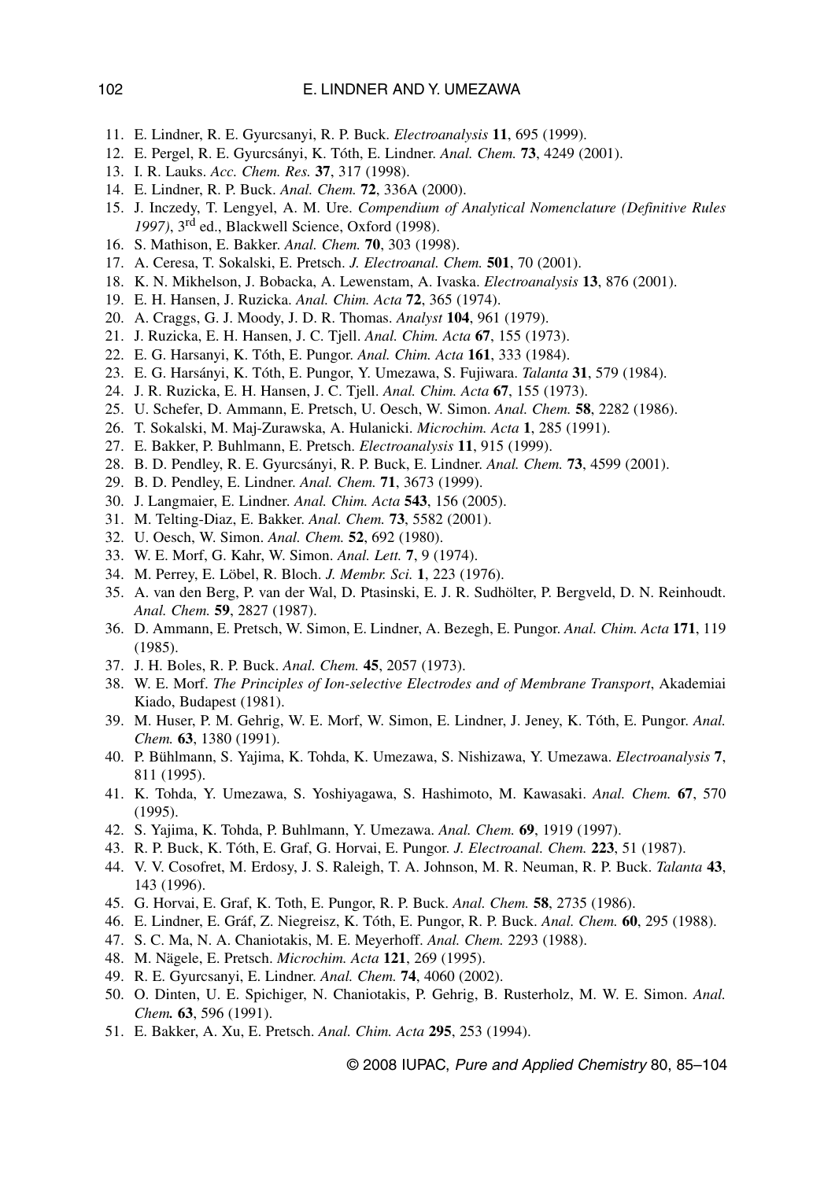11. E. Lindner, R. E. Gyurcsanyi, R. P. Buck. *Electroanalysis* **11**, 695 (1999).
12. E. Pergel, R. E. Gyurcsányi, K. Tóth, E. Lindner. *Anal. Chem.* **73**, 4249 (2001).
13. I. R. Lauks. *Acc. Chem. Res.* **37**, 317 (1998).
14. E. Lindner, R. P. Buck. *Anal. Chem.* **72**, 336A (2000).
15. J. Inczedy, T. Lengyel, A. M. Ure. *Compendium of Analytical Nomenclature (Definitive Rules 1997)*, 3rd ed., Blackwell Science, Oxford (1998).
16. S. Mathison, E. Bakker. *Anal. Chem.* **70**, 303 (1998).
17. A. Ceresa, T. Sokalski, E. Pretsch. *J. Electroanal. Chem.* **501**, 70 (2001).
18. K. N. Mikhelson, J. Bobacka, A. Lewenstam, A. Ivaska. *Electroanalysis* **13**, 876 (2001).
19. E. H. Hansen, J. Ruzicka. *Anal. Chim. Acta* **72**, 365 (1974).
20. A. Craggs, G. J. Moody, J. D. R. Thomas. *Analyst* **104**, 961 (1979).
21. J. Ruzicka, E. H. Hansen, J. C. Tjell. *Anal. Chim. Acta* **67**, 155 (1973).
22. E. G. Harsanyi, K. Tóth, E. Pungor. *Anal. Chim. Acta* **161**, 333 (1984).
23. E. G. Harsányi, K. Tóth, E. Pungor, Y. Umezawa, S. Fujiwara. *Talanta* **31**, 579 (1984).
24. J. R. Ruzicka, E. H. Hansen, J. C. Tjell. *Anal. Chim. Acta* **67**, 155 (1973).
25. U. Schefer, D. Ammann, E. Pretsch, U. Oesch, W. Simon. *Anal. Chem.* **58**, 2282 (1986).
26. T. Sokalski, M. Maj-Zurawska, A. Hulanicki. *Microchim. Acta* **1**, 285 (1991).
27. E. Bakker, P. Buhlmann, E. Pretsch. *Electroanalysis* **11**, 915 (1999).
28. B. D. Pendley, R. E. Gyurcsányi, R. P. Buck, E. Lindner. *Anal. Chem.* **73**, 4599 (2001).
29. B. D. Pendley, E. Lindner. *Anal. Chem.* **71**, 3673 (1999).
30. J. Langmaier, E. Lindner. *Anal. Chim. Acta* **543**, 156 (2005).
31. M. Telting-Diaz, E. Bakker. *Anal. Chem.* **73**, 5582 (2001).
32. U. Oesch, W. Simon. *Anal. Chem.* **52**, 692 (1980).
33. W. E. Morf, G. Kahr, W. Simon. *Anal. Lett.* **7**, 9 (1974).
34. M. Perrey, E. Löbel, R. Bloch. *J. Membr. Sci.* **1**, 223 (1976).
35. A. van den Berg, P. van der Wal, D. Ptasinski, E. J. R. Sudhölter, P. Bergveld, D. N. Reinhoudt. *Anal. Chem.* **59**, 2827 (1987).
36. D. Ammann, E. Pretsch, W. Simon, E. Lindner, A. Bezegh, E. Pungor. *Anal. Chim. Acta* **171**, 119 (1985).
37. J. H. Boles, R. P. Buck. *Anal. Chem.* **45**, 2057 (1973).
38. W. E. Morf. *The Principles of Ion-selective Electrodes and of Membrane Transport*, Akademiai Kiado, Budapest (1981).
39. M. Huser, P. M. Gehrig, W. E. Morf, W. Simon, E. Lindner, J. Jeney, K. Tóth, E. Pungor. *Anal. Chem.* **63**, 1380 (1991).
40. P. Bühlmann, S. Yajima, K. Tohda, K. Umezawa, S. Nishizawa, Y. Umezawa. *Electroanalysis* **7**, 811 (1995).
41. K. Tohda, Y. Umezawa, S. Yoshiyagawa, S. Hashimoto, M. Kawasaki. *Anal. Chem.* **67**, 570 (1995).
42. S. Yajima, K. Tohda, P. Buhlmann, Y. Umezawa. *Anal. Chem.* **69**, 1919 (1997).
43. R. P. Buck, K. Tóth, E. Graf, G. Horvai, E. Pungor. *J. Electroanal. Chem.* **223**, 51 (1987).
44. V. V. Cosofret, M. Erdosy, J. S. Raleigh, T. A. Johnson, M. R. Neuman, R. P. Buck. *Talanta* **43**, 143 (1996).
45. G. Horvai, E. Graf, K. Toth, E. Pungor, R. P. Buck. *Anal. Chem.* **58**, 2735 (1986).
46. E. Lindner, E. Gráf, Z. Niegreisz, K. Tóth, E. Pungor, R. P. Buck. *Anal. Chem.* **60**, 295 (1988).
47. S. C. Ma, N. A. Chaniotakis, M. E. Meyerhoff. *Anal. Chem.* 2293 (1988).
48. M. Nägele, E. Pretsch. *Microchim. Acta* **121**, 269 (1995).
49. R. E. Gyurcsanyi, E. Lindner. *Anal. Chem.* **74**, 4060 (2002).
50. O. Dinten, U. E. Spichiger, N. Chaniotakis, P. Gehrig, B. Rusterholz, M. W. E. Simon. *Anal. Chem.* **63**, 596 (1991).
51. E. Bakker, A. Xu, E. Pretsch. *Anal. Chim. Acta* **295**, 253 (1994).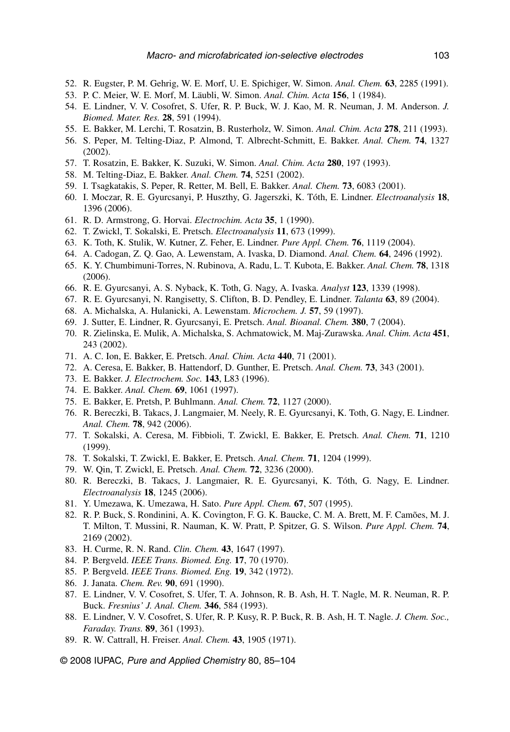52. R. Eugster, P. M. Gehrig, W. E. Morf, U. E. Spichiger, W. Simon. *Anal. Chem.* **63**, 2285 (1991).
53. P. C. Meier, W. E. Morf, M. Läubli, W. Simon. *Anal. Chim. Acta* **156**, 1 (1984).
54. E. Lindner, V. V. Cosofret, S. Ufer, R. P. Buck, W. J. Kao, M. R. Neuman, J. M. Anderson. *J. Biomed. Mater. Res.* **28**, 591 (1994).
55. E. Bakker, M. Lerchi, T. Rosatzin, B. Rusterholz, W. Simon. *Anal. Chim. Acta* **278**, 211 (1993).
56. S. Peper, M. Telting-Diaz, P. Almond, T. Albrecht-Schmitt, E. Bakker. *Anal. Chem.* **74**, 1327 (2002).
57. T. Rosatzin, E. Bakker, K. Suzuki, W. Simon. *Anal. Chim. Acta* **280**, 197 (1993).
58. M. Telting-Diaz, E. Bakker. *Anal. Chem.* **74**, 5251 (2002).
59. I. Tsagkatakis, S. Peper, R. Retter, M. Bell, E. Bakker. *Anal. Chem.* **73**, 6083 (2001).
60. I. Moczar, R. E. Gyurcsanyi, P. Huszthy, G. Jagerszki, K. Tóth, E. Lindner. *Electroanalysis* **18**, 1396 (2006).
61. R. D. Armstrong, G. Horvai. *Electrochim. Acta* **35**, 1 (1990).
62. T. Zwickl, T. Sokalski, E. Pretsch. *Electroanalysis* **11**, 673 (1999).
63. K. Toth, K. Stulik, W. Kutner, Z. Feher, E. Lindner. *Pure Appl. Chem.* **76**, 1119 (2004).
64. A. Cadogan, Z. Q. Gao, A. Lewenstam, A. Ivaska, D. Diamond. *Anal. Chem.* **64**, 2496 (1992).
65. K. Y. Chumbimuni-Torres, N. Rubinova, A. Radu, L. T. Kubota, E. Bakker. *Anal. Chem.* **78**, 1318 (2006).
66. R. E. Gyurcsanyi, A. S. Nyback, K. Toth, G. Nagy, A. Ivaska. *Analyst* **123**, 1339 (1998).
67. R. E. Gyurcsanyi, N. Rangisetty, S. Clifton, B. D. Pendley, E. Lindner. *Talanta* **63**, 89 (2004).
68. A. Michalska, A. Hulanicki, A. Lewenstam. *Microchem. J.* **57**, 59 (1997).
69. J. Sutter, E. Lindner, R. Gyurcsanyi, E. Pretsch. *Anal. Bioanal. Chem.* **380**, 7 (2004).
70. R. Zielinska, E. Mulik, A. Michalska, S. Achmatowick, M. Maj-Zurawska. *Anal. Chim. Acta* **451**, 243 (2002).
71. A. C. Ion, E. Bakker, E. Pretsch. *Anal. Chim. Acta* **440**, 71 (2001).
72. A. Ceresa, E. Bakker, B. Hattendorf, D. Gunther, E. Pretsch. *Anal. Chem.* **73**, 343 (2001).
73. E. Bakker. *J. Electrochem. Soc.* **143**, L83 (1996).
74. E. Bakker. *Anal. Chem.* **69**, 1061 (1997).
75. E. Bakker, E. Pretsh, P. Buhlmann. *Anal. Chem.* **72**, 1127 (2000).
76. R. Bereczki, B. Takacs, J. Langmaier, M. Neely, R. E. Gyurcsanyi, K. Toth, G. Nagy, E. Lindner. *Anal. Chem.* **78**, 942 (2006).
77. T. Sokalski, A. Ceresa, M. Fibbioli, T. Zwickl, E. Bakker, E. Pretsch. *Anal. Chem.* **71**, 1210 (1999).
78. T. Sokalski, T. Zwickl, E. Bakker, E. Pretsch. *Anal. Chem.* **71**, 1204 (1999).
79. W. Qin, T. Zwickl, E. Pretsch. *Anal. Chem.* **72**, 3236 (2000).
80. R. Bereczki, B. Takacs, J. Langmaier, R. E. Gyurcsanyi, K. Tóth, G. Nagy, E. Lindner. *Electroanalysis* **18**, 1245 (2006).
81. Y. Umezawa, K. Umezawa, H. Sato. *Pure Appl. Chem.* **67**, 507 (1995).
82. R. P. Buck, S. Rondinini, A. K. Covington, F. G. K. Baucke, C. M. A. Brett, M. F. Camões, M. J. T. Milton, T. Mussini, R. Nauman, K. W. Pratt, P. Spitzer, G. S. Wilson. *Pure Appl. Chem.* **74**, 2169 (2002).
83. H. Curme, R. N. Rand. *Clin. Chem.* **43**, 1647 (1997).
84. P. Bergveld. *IEEE Trans. Biomed. Eng.* **17**, 70 (1970).
85. P. Bergveld. *IEEE Trans. Biomed. Eng.* **19**, 342 (1972).
86. J. Janata. *Chem. Rev.* **90**, 691 (1990).
87. E. Lindner, V. V. Cosofret, S. Ufer, T. A. Johnson, R. B. Ash, H. T. Nagle, M. R. Neuman, R. P. Buck. *Fresnius' J. Anal. Chem.* **346**, 584 (1993).
88. E. Lindner, V. V. Cosofret, S. Ufer, R. P. Kusy, R. P. Buck, R. B. Ash, H. T. Nagle. *J. Chem. Soc., Faraday. Trans.* **89**, 361 (1993).
89. R. W. Cattrall, H. Freiser. *Anal. Chem.* **43**, 1905 (1971).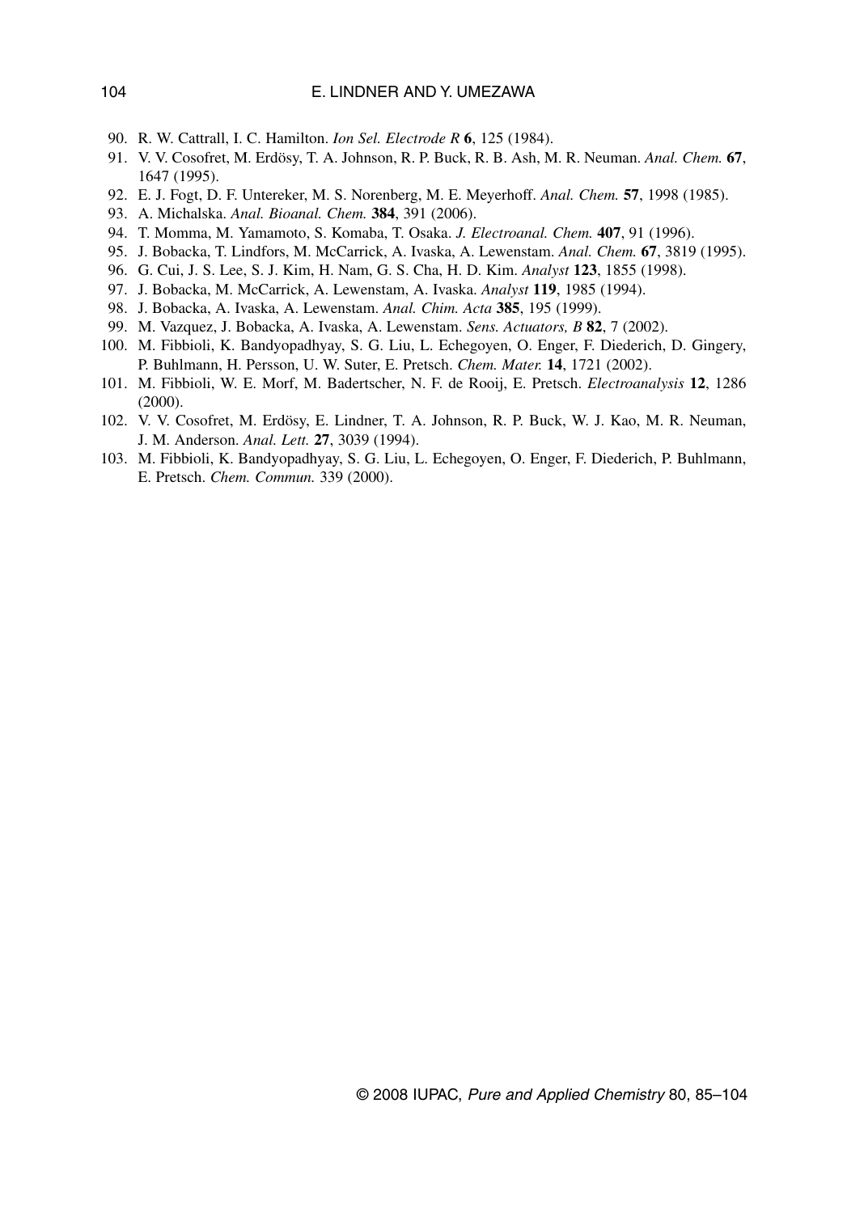90. R. W. Cattrall, I. C. Hamilton. *Ion Sel. Electrode R* **6**, 125 (1984).
91. V. V. Cosofret, M. Erdösy, T. A. Johnson, R. P. Buck, R. B. Ash, M. R. Neuman. *Anal. Chem.* **67**, 1647 (1995).
92. E. J. Fogt, D. F. Untereker, M. S. Norenberg, M. E. Meyerhoff. *Anal. Chem.* **57**, 1998 (1985).
93. A. Michalska. *Anal. Bioanal. Chem.* **384**, 391 (2006).
94. T. Momma, M. Yamamoto, S. Komaba, T. Osaka. *J. Electroanal. Chem.* **407**, 91 (1996).
95. J. Bobacka, T. Lindfors, M. McCarrick, A. Ivaska, A. Lewenstam. *Anal. Chem.* **67**, 3819 (1995).
96. G. Cui, J. S. Lee, S. J. Kim, H. Nam, G. S. Cha, H. D. Kim. *Analyst* **123**, 1855 (1998).
97. J. Bobacka, M. McCarrick, A. Lewenstam, A. Ivaska. *Analyst* **119**, 1985 (1994).
98. J. Bobacka, A. Ivaska, A. Lewenstam. *Anal. Chim. Acta* **385**, 195 (1999).
99. M. Vazquez, J. Bobacka, A. Ivaska, A. Lewenstam. *Sens. Actuators, B* **82**, 7 (2002).
100. M. Fibbioli, K. Bandyopadhyay, S. G. Liu, L. Echegoyen, O. Enger, F. Diederich, D. Gingery, P. Buhlmann, H. Persson, U. W. Suter, E. Pretsch. *Chem. Mater.* **14**, 1721 (2002).
101. M. Fibbioli, W. E. Morf, M. Badertscher, N. F. de Rooij, E. Pretsch. *Electroanalysis* **12**, 1286 (2000).
102. V. V. Cosofret, M. Erdösy, E. Lindner, T. A. Johnson, R. P. Buck, W. J. Kao, M. R. Neuman, J. M. Anderson. *Anal. Lett.* **27**, 3039 (1994).
103. M. Fibbioli, K. Bandyopadhyay, S. G. Liu, L. Echegoyen, O. Enger, F. Diederich, P. Buhlmann, E. Pretsch. *Chem. Commun.* 339 (2000).